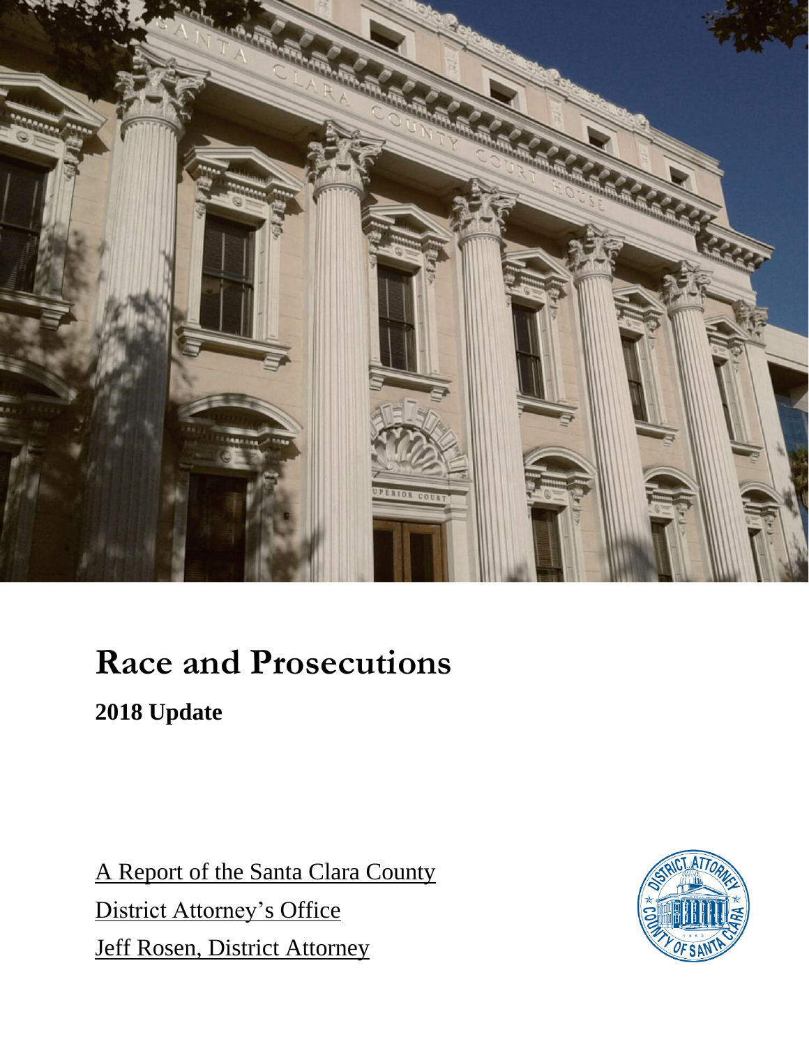# Race and Prosecutions

## 2018 Update

A Report of the Santa Clara County
District Attorney's Office
Jeff Rosen, District Attorney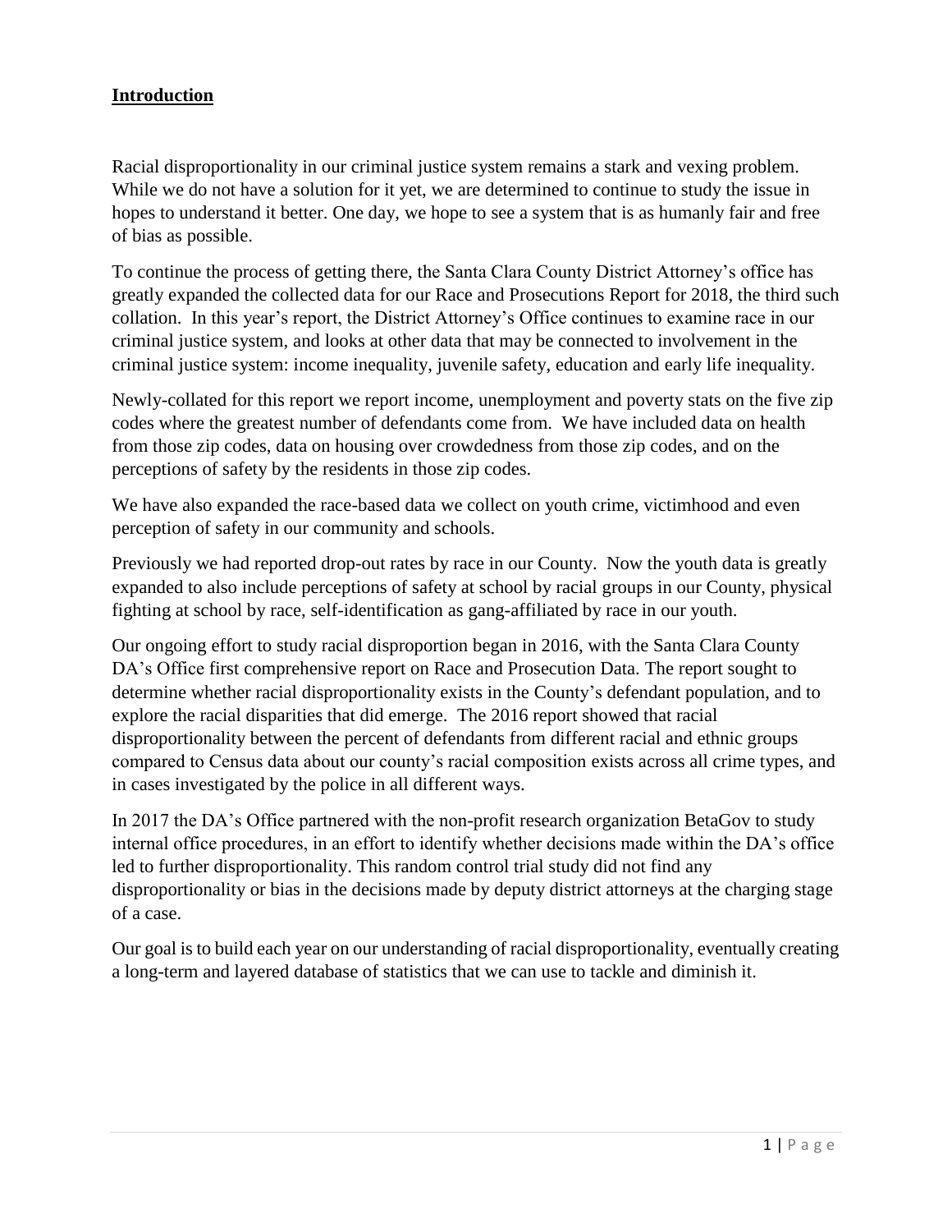## Introduction

Racial disproportionality in our criminal justice system remains a stark and vexing problem. While we do not have a solution for it yet, we are determined to continue to study the issue in hopes to understand it better. One day, we hope to see a system that is as humanly fair and free of bias as possible.

To continue the process of getting there, the Santa Clara County District Attorney's office has greatly expanded the collected data for our Race and Prosecutions Report for 2018, the third such collation. In this year's report, the District Attorney's Office continues to examine race in our criminal justice system, and looks at other data that may be connected to involvement in the criminal justice system: income inequality, juvenile safety, education and early life inequality.

Newly-collated for this report we report income, unemployment and poverty stats on the five zip codes where the greatest number of defendants come from. We have included data on health from those zip codes, data on housing over crowdedness from those zip codes, and on the perceptions of safety by the residents in those zip codes.

We have also expanded the race-based data we collect on youth crime, victimhood and even perception of safety in our community and schools.

Previously we had reported drop-out rates by race in our County. Now the youth data is greatly expanded to also include perceptions of safety at school by racial groups in our County, physical fighting at school by race, self-identification as gang-affiliated by race in our youth.

Our ongoing effort to study racial disproportion began in 2016, with the Santa Clara County DA's Office first comprehensive report on Race and Prosecution Data. The report sought to determine whether racial disproportionality exists in the County's defendant population, and to explore the racial disparities that did emerge. The 2016 report showed that racial disproportionality between the percent of defendants from different racial and ethnic groups compared to Census data about our county's racial composition exists across all crime types, and in cases investigated by the police in all different ways.

In 2017 the DA's Office partnered with the non-profit research organization BetaGov to study internal office procedures, in an effort to identify whether decisions made within the DA's office led to further disproportionality. This random control trial study did not find any disproportionality or bias in the decisions made by deputy district attorneys at the charging stage of a case.

Our goal is to build each year on our understanding of racial disproportionality, eventually creating a long-term and layered database of statistics that we can use to tackle and diminish it.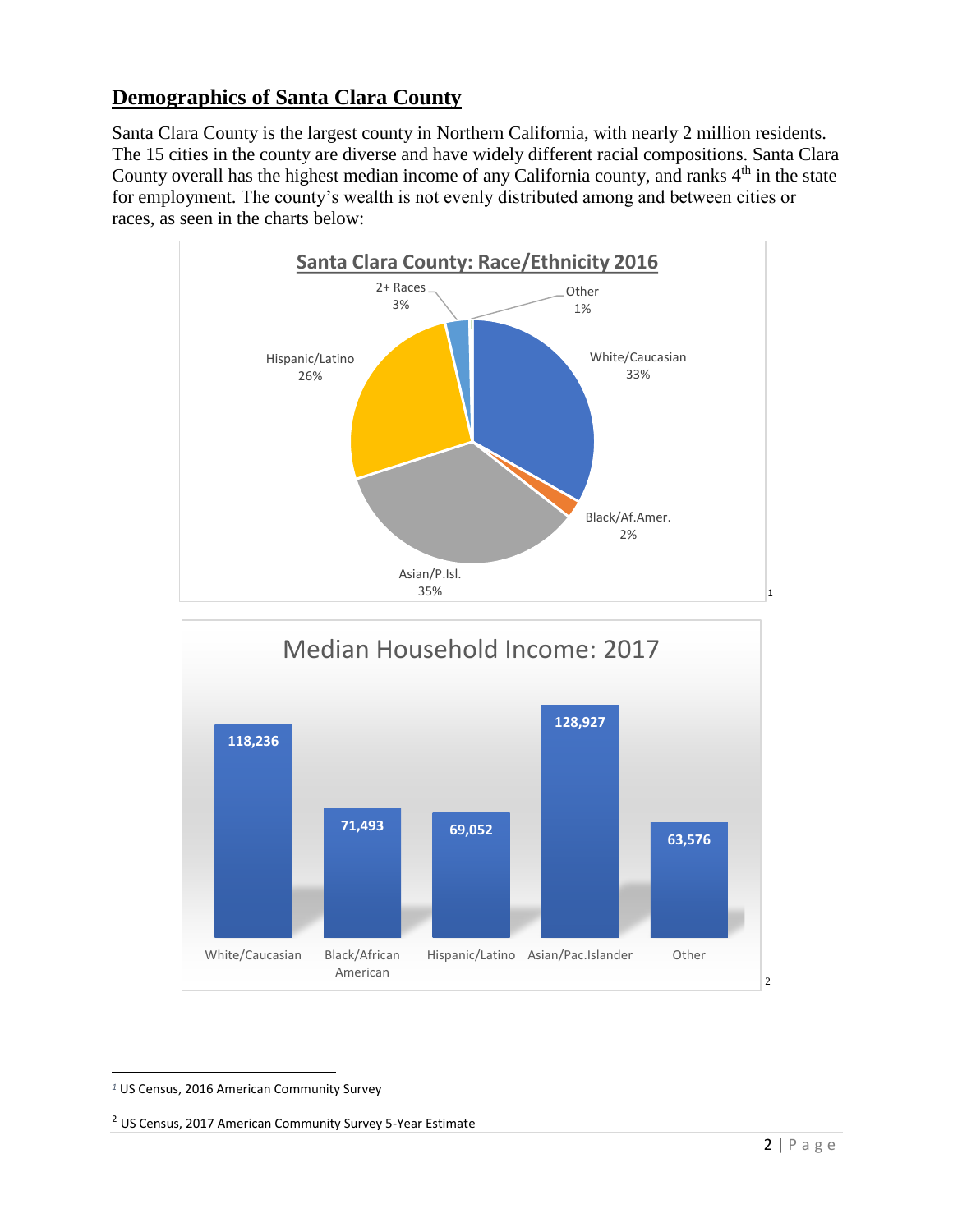## Demographics of Santa Clara County

Santa Clara County is the largest county in Northern California, with nearly 2 million residents. The 15 cities in the county are diverse and have widely different racial compositions. Santa Clara County overall has the highest median income of any California county, and ranks 4th in the state for employment. The county's wealth is not evenly distributed among and between cities or races, as seen in the charts below:

**Santa Clara County: Race/Ethnicity 2016** [1]

| Race/Ethnicity | Percent |
| --- | --- |
| White/Caucasian | 33% |
| Black/Af.Amer. | 2% |
| Asian/P.Isl. | 35% |
| Hispanic/Latino | 26% |
| 2+ Races | 3% |
| Other | 1% |

**Median Household Income: 2017** [2]

| Race/Ethnicity | Median Household Income |
| --- | --- |
| White/Caucasian | 118,236 |
| Black/African American | 71,493 |
| Hispanic/Latino | 69,052 |
| Asian/Pac.Islander | 128,927 |
| Other | 63,576 |

---

[1] US Census, 2016 American Community Survey

[2] US Census, 2017 American Community Survey 5-Year Estimate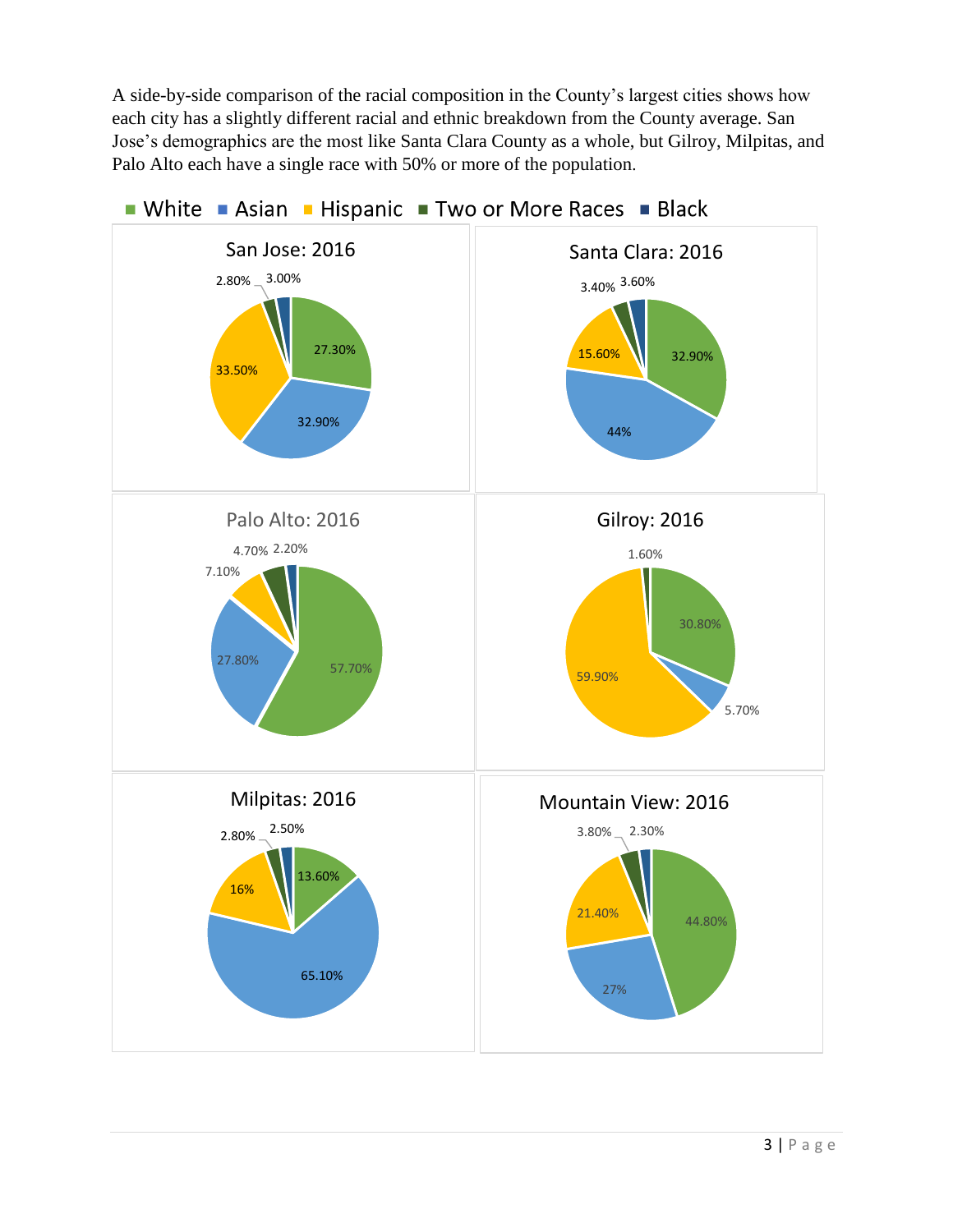A side-by-side comparison of the racial composition in the County's largest cities shows how each city has a slightly different racial and ethnic breakdown from the County average. San Jose's demographics are the most like Santa Clara County as a whole, but Gilroy, Milpitas, and Palo Alto each have a single race with 50% or more of the population.

■ White ■ Asian ■ Hispanic ■ Two or More Races ■ Black

**San Jose: 2016**

| White | Asian | Hispanic | Two or More Races | Black |
|---|---|---|---|---|
| 27.30% | 32.90% | 33.50% | 2.80% | 3.00% |

**Santa Clara: 2016**

| White | Asian | Hispanic | Two or More Races | Black |
|---|---|---|---|---|
| 32.90% | 44% | 15.60% | 3.40% | 3.60% |

**Palo Alto: 2016**

| White | Asian | Hispanic | Two or More Races | Black |
|---|---|---|---|---|
| 57.70% | 27.80% | 7.10% | 4.70% | 2.20% |

**Gilroy: 2016**

| White | Asian | Hispanic | Two or More Races |
|---|---|---|---|
| 30.80% | 5.70% | 59.90% | 1.60% |

**Milpitas: 2016**

| White | Asian | Hispanic | Two or More Races | Black |
|---|---|---|---|---|
| 13.60% | 65.10% | 16% | 2.80% | 2.50% |

**Mountain View: 2016**

| White | Asian | Hispanic | Two or More Races | Black |
|---|---|---|---|---|
| 44.80% | 27% | 21.40% | 3.80% | 2.30% |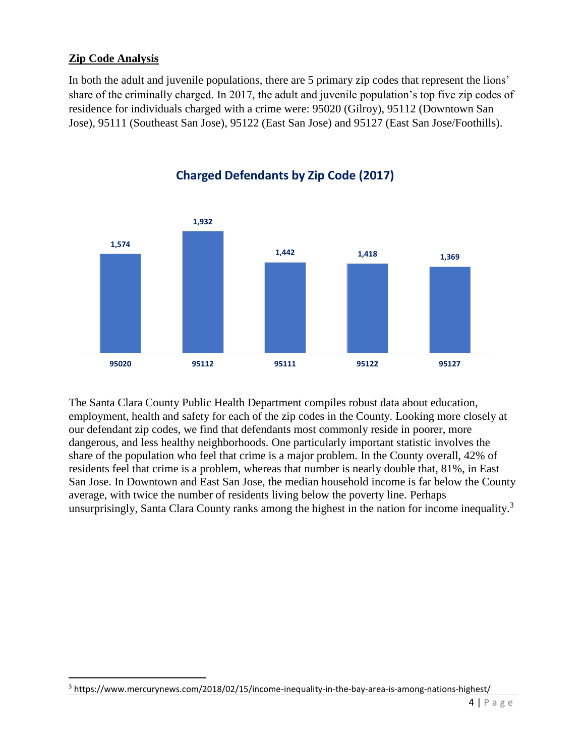## Zip Code Analysis

In both the adult and juvenile populations, there are 5 primary zip codes that represent the lions' share of the criminally charged. In 2017, the adult and juvenile population's top five zip codes of residence for individuals charged with a crime were: 95020 (Gilroy), 95112 (Downtown San Jose), 95111 (Southeast San Jose), 95122 (East San Jose) and 95127 (East San Jose/Foothills).

**Charged Defendants by Zip Code (2017)**

| Zip Code | Charged Defendants |
|---|---|
| 95020 | 1,574 |
| 95112 | 1,932 |
| 95111 | 1,442 |
| 95122 | 1,418 |
| 95127 | 1,369 |

The Santa Clara County Public Health Department compiles robust data about education, employment, health and safety for each of the zip codes in the County. Looking more closely at our defendant zip codes, we find that defendants most commonly reside in poorer, more dangerous, and less healthy neighborhoods. One particularly important statistic involves the share of the population who feel that crime is a major problem. In the County overall, 42% of residents feel that crime is a problem, whereas that number is nearly double that, 81%, in East San Jose. In Downtown and East San Jose, the median household income is far below the County average, with twice the number of residents living below the poverty line. Perhaps unsurprisingly, Santa Clara County ranks among the highest in the nation for income inequality.[3]

[3] https://www.mercurynews.com/2018/02/15/income-inequality-in-the-bay-area-is-among-nations-highest/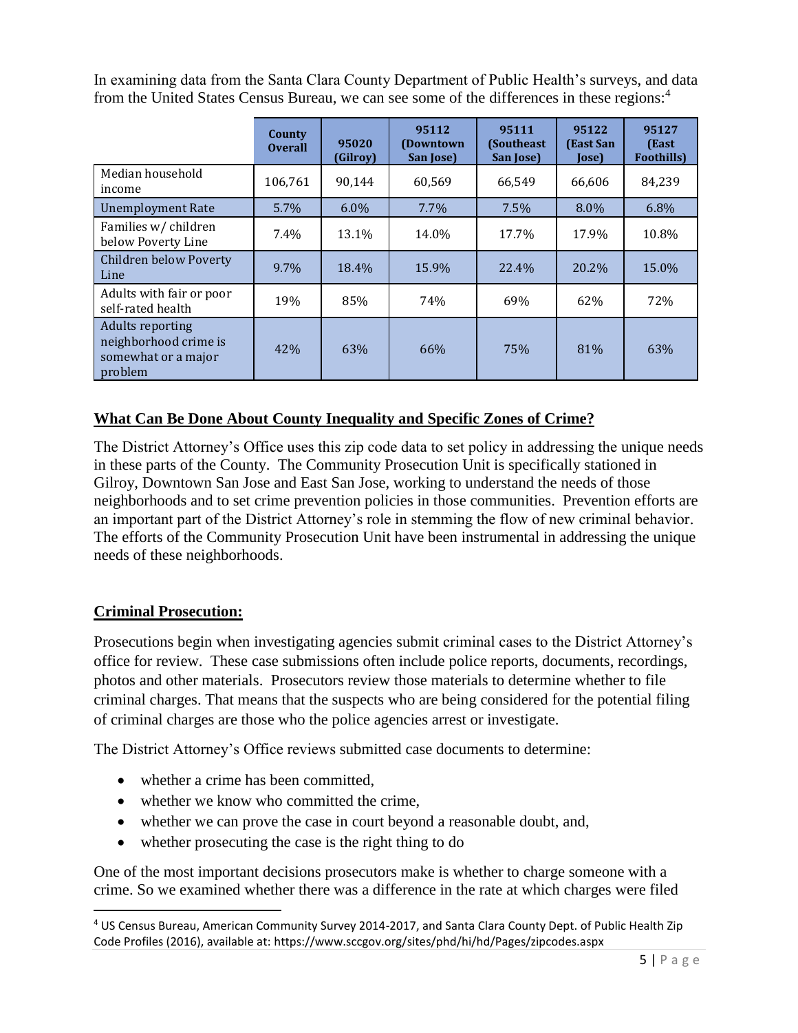In examining data from the Santa Clara County Department of Public Health's surveys, and data from the United States Census Bureau, we can see some of the differences in these regions:[4]

| | County Overall | 95020 (Gilroy) | 95112 (Downtown San Jose) | 95111 (Southeast San Jose) | 95122 (East San Jose) | 95127 (East Foothills) |
|---|---|---|---|---|---|---|
| Median household income | 106,761 | 90,144 | 60,569 | 66,549 | 66,606 | 84,239 |
| Unemployment Rate | 5.7% | 6.0% | 7.7% | 7.5% | 8.0% | 6.8% |
| Families w/ children below Poverty Line | 7.4% | 13.1% | 14.0% | 17.7% | 17.9% | 10.8% |
| Children below Poverty Line | 9.7% | 18.4% | 15.9% | 22.4% | 20.2% | 15.0% |
| Adults with fair or poor self-rated health | 19% | 85% | 74% | 69% | 62% | 72% |
| Adults reporting neighborhood crime is somewhat or a major problem | 42% | 63% | 66% | 75% | 81% | 63% |

## What Can Be Done About County Inequality and Specific Zones of Crime?

The District Attorney's Office uses this zip code data to set policy in addressing the unique needs in these parts of the County. The Community Prosecution Unit is specifically stationed in Gilroy, Downtown San Jose and East San Jose, working to understand the needs of those neighborhoods and to set crime prevention policies in those communities. Prevention efforts are an important part of the District Attorney's role in stemming the flow of new criminal behavior. The efforts of the Community Prosecution Unit have been instrumental in addressing the unique needs of these neighborhoods.

## Criminal Prosecution:

Prosecutions begin when investigating agencies submit criminal cases to the District Attorney's office for review. These case submissions often include police reports, documents, recordings, photos and other materials. Prosecutors review those materials to determine whether to file criminal charges. That means that the suspects who are being considered for the potential filing of criminal charges are those who the police agencies arrest or investigate.

The District Attorney's Office reviews submitted case documents to determine:

- whether a crime has been committed,
- whether we know who committed the crime,
- whether we can prove the case in court beyond a reasonable doubt, and,
- whether prosecuting the case is the right thing to do

One of the most important decisions prosecutors make is whether to charge someone with a crime. So we examined whether there was a difference in the rate at which charges were filed

[4] US Census Bureau, American Community Survey 2014-2017, and Santa Clara County Dept. of Public Health Zip Code Profiles (2016), available at: https://www.sccgov.org/sites/phd/hi/hd/Pages/zipcodes.aspx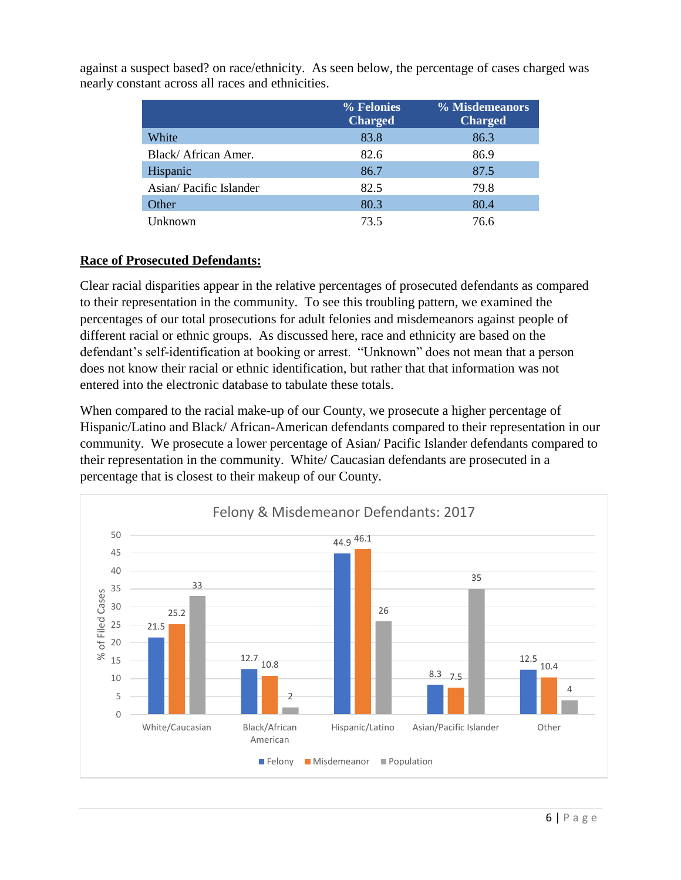against a suspect based? on race/ethnicity. As seen below, the percentage of cases charged was nearly constant across all races and ethnicities.

| | % Felonies Charged | % Misdemeanors Charged |
|---|---|---|
| White | 83.8 | 86.3 |
| Black/ African Amer. | 82.6 | 86.9 |
| Hispanic | 86.7 | 87.5 |
| Asian/ Pacific Islander | 82.5 | 79.8 |
| Other | 80.3 | 80.4 |
| Unknown | 73.5 | 76.6 |

**<u>Race of Prosecuted Defendants:</u>**

Clear racial disparities appear in the relative percentages of prosecuted defendants as compared to their representation in the community. To see this troubling pattern, we examined the percentages of our total prosecutions for adult felonies and misdemeanors against people of different racial or ethnic groups. As discussed here, race and ethnicity are based on the defendant's self-identification at booking or arrest. "Unknown" does not mean that a person does not know their racial or ethnic identification, but rather that that information was not entered into the electronic database to tabulate these totals.

When compared to the racial make-up of our County, we prosecute a higher percentage of Hispanic/Latino and Black/ African-American defendants compared to their representation in our community. We prosecute a lower percentage of Asian/ Pacific Islander defendants compared to their representation in the community. White/ Caucasian defendants are prosecuted in a percentage that is closest to their makeup of our County.

Felony & Misdemeanor Defendants: 2017

| % of Filed Cases | Felony | Misdemeanor | Population |
|---|---|---|---|
| White/Caucasian | 21.5 | 25.2 | 33 |
| Black/African American | 12.7 | 10.8 | 2 |
| Hispanic/Latino | 44.9 | 46.1 | 26 |
| Asian/Pacific Islander | 8.3 | 7.5 | 35 |
| Other | 12.5 | 10.4 | 4 |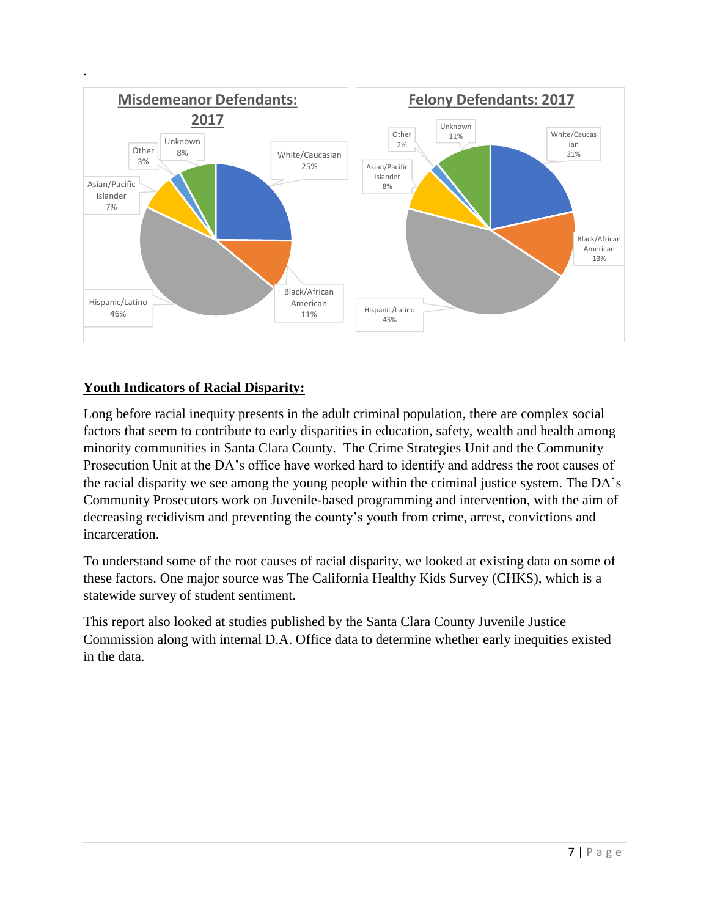.

**Misdemeanor Defendants: 2017**

- White/Caucasian 25%
- Black/African American 11%
- Hispanic/Latino 46%
- Asian/Pacific Islander 7%
- Other 3%
- Unknown 8%

**Felony Defendants: 2017**

- White/Caucasian 21%
- Black/African American 13%
- Hispanic/Latino 45%
- Asian/Pacific Islander 8%
- Other 2%
- Unknown 11%

## Youth Indicators of Racial Disparity:

Long before racial inequity presents in the adult criminal population, there are complex social factors that seem to contribute to early disparities in education, safety, wealth and health among minority communities in Santa Clara County. The Crime Strategies Unit and the Community Prosecution Unit at the DA's office have worked hard to identify and address the root causes of the racial disparity we see among the young people within the criminal justice system. The DA's Community Prosecutors work on Juvenile-based programming and intervention, with the aim of decreasing recidivism and preventing the county's youth from crime, arrest, convictions and incarceration.

To understand some of the root causes of racial disparity, we looked at existing data on some of these factors. One major source was The California Healthy Kids Survey (CHKS), which is a statewide survey of student sentiment.

This report also looked at studies published by the Santa Clara County Juvenile Justice Commission along with internal D.A. Office data to determine whether early inequities existed in the data.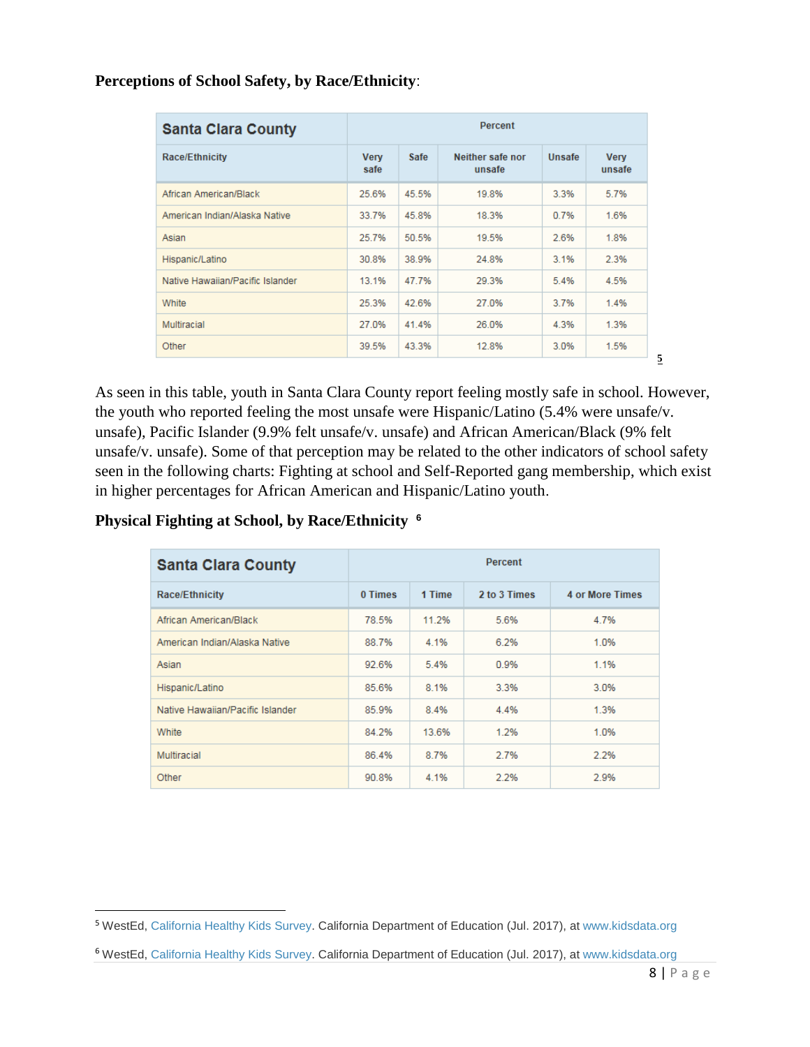**Perceptions of School Safety, by Race/Ethnicity**:

| Santa Clara County | Percent | | | | |
|---|---|---|---|---|---|
| Race/Ethnicity | Very safe | Safe | Neither safe nor unsafe | Unsafe | Very unsafe |
| African American/Black | 25.6% | 45.5% | 19.8% | 3.3% | 5.7% |
| American Indian/Alaska Native | 33.7% | 45.8% | 18.3% | 0.7% | 1.6% |
| Asian | 25.7% | 50.5% | 19.5% | 2.6% | 1.8% |
| Hispanic/Latino | 30.8% | 38.9% | 24.8% | 3.1% | 2.3% |
| Native Hawaiian/Pacific Islander | 13.1% | 47.7% | 29.3% | 5.4% | 4.5% |
| White | 25.3% | 42.6% | 27.0% | 3.7% | 1.4% |
| Multiracial | 27.0% | 41.4% | 26.0% | 4.3% | 1.3% |
| Other | 39.5% | 43.3% | 12.8% | 3.0% | 1.5% |

[5]

As seen in this table, youth in Santa Clara County report feeling mostly safe in school. However, the youth who reported feeling the most unsafe were Hispanic/Latino (5.4% were unsafe/v. unsafe), Pacific Islander (9.9% felt unsafe/v. unsafe) and African American/Black (9% felt unsafe/v. unsafe). Some of that perception may be related to the other indicators of school safety seen in the following charts: Fighting at school and Self-Reported gang membership, which exist in higher percentages for African American and Hispanic/Latino youth.

**Physical Fighting at School, by Race/Ethnicity** [6]

| Santa Clara County | Percent | | | |
|---|---|---|---|---|
| Race/Ethnicity | 0 Times | 1 Time | 2 to 3 Times | 4 or More Times |
| African American/Black | 78.5% | 11.2% | 5.6% | 4.7% |
| American Indian/Alaska Native | 88.7% | 4.1% | 6.2% | 1.0% |
| Asian | 92.6% | 5.4% | 0.9% | 1.1% |
| Hispanic/Latino | 85.6% | 8.1% | 3.3% | 3.0% |
| Native Hawaiian/Pacific Islander | 85.9% | 8.4% | 4.4% | 1.3% |
| White | 84.2% | 13.6% | 1.2% | 1.0% |
| Multiracial | 86.4% | 8.7% | 2.7% | 2.2% |
| Other | 90.8% | 4.1% | 2.2% | 2.9% |

[5] WestEd, California Healthy Kids Survey. California Department of Education (Jul. 2017), at www.kidsdata.org

[6] WestEd, California Healthy Kids Survey. California Department of Education (Jul. 2017), at www.kidsdata.org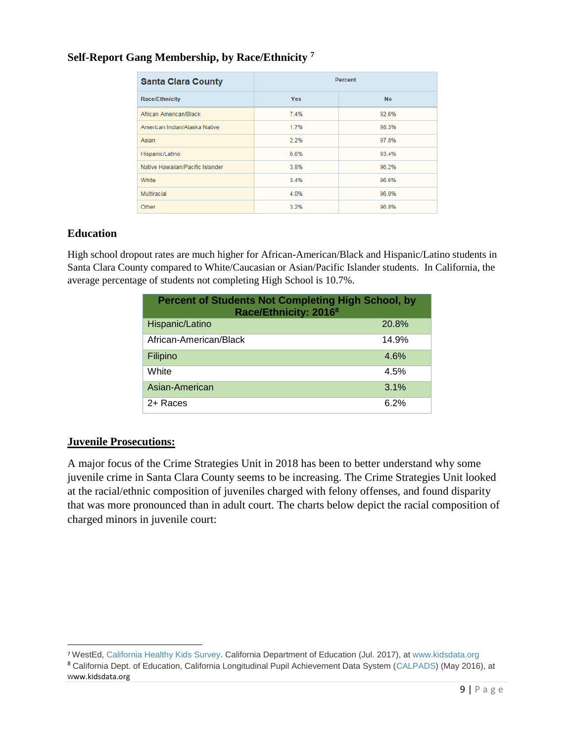### Self-Report Gang Membership, by Race/Ethnicity [7]

| Santa Clara County | Percent | |
|---|---|---|
| Race/Ethnicity | Yes | No |
| African American/Black | 7.4% | 92.6% |
| American Indian/Alaska Native | 1.7% | 98.3% |
| Asian | 2.2% | 97.8% |
| Hispanic/Latino | 6.6% | 93.4% |
| Native Hawaiian/Pacific Islander | 3.8% | 96.2% |
| White | 3.4% | 96.6% |
| Multiracial | 4.0% | 96.0% |
| Other | 3.2% | 96.8% |

### Education

High school dropout rates are much higher for African-American/Black and Hispanic/Latino students in Santa Clara County compared to White/Caucasian or Asian/Pacific Islander students. In California, the average percentage of students not completing High School is 10.7%.

| Percent of Students Not Completing High School, by Race/Ethnicity: 2016[8] | |
|---|---|
| Hispanic/Latino | 20.8% |
| African-American/Black | 14.9% |
| Filipino | 4.6% |
| White | 4.5% |
| Asian-American | 3.1% |
| 2+ Races | 6.2% |

### Juvenile Prosecutions:

A major focus of the Crime Strategies Unit in 2018 has been to better understand why some juvenile crime in Santa Clara County seems to be increasing. The Crime Strategies Unit looked at the racial/ethnic composition of juveniles charged with felony offenses, and found disparity that was more pronounced than in adult court. The charts below depict the racial composition of charged minors in juvenile court:

---

[7] WestEd, California Healthy Kids Survey. California Department of Education (Jul. 2017), at www.kidsdata.org

[8] California Dept. of Education, California Longitudinal Pupil Achievement Data System (CALPADS) (May 2016), at www.kidsdata.org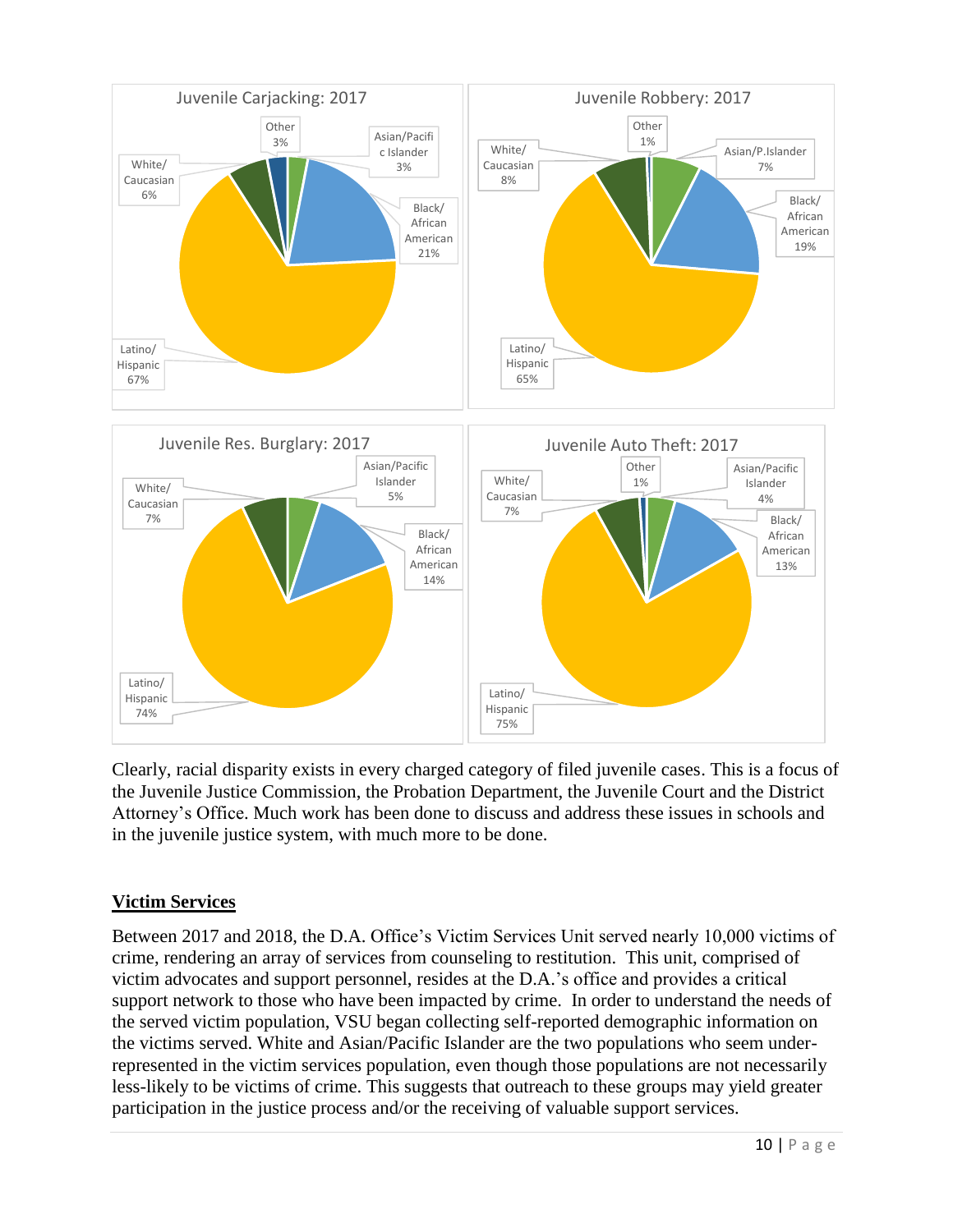Juvenile Carjacking: 2017

| Category | Percentage |
|---|---|
| Other | 3% |
| Asian/Pacific Islander | 3% |
| Black/African American | 21% |
| Latino/Hispanic | 67% |
| White/Caucasian | 6% |

Juvenile Robbery: 2017

| Category | Percentage |
|---|---|
| Other | 1% |
| Asian/P.Islander | 7% |
| Black/African American | 19% |
| Latino/Hispanic | 65% |
| White/Caucasian | 8% |

Juvenile Res. Burglary: 2017

| Category | Percentage |
|---|---|
| Asian/Pacific Islander | 5% |
| Black/African American | 14% |
| Latino/Hispanic | 74% |
| White/Caucasian | 7% |

Juvenile Auto Theft: 2017

| Category | Percentage |
|---|---|
| Other | 1% |
| Asian/Pacific Islander | 4% |
| Black/African American | 13% |
| Latino/Hispanic | 75% |
| White/Caucasian | 7% |

Clearly, racial disparity exists in every charged category of filed juvenile cases. This is a focus of the Juvenile Justice Commission, the Probation Department, the Juvenile Court and the District Attorney's Office. Much work has been done to discuss and address these issues in schools and in the juvenile justice system, with much more to be done.

## Victim Services

Between 2017 and 2018, the D.A. Office's Victim Services Unit served nearly 10,000 victims of crime, rendering an array of services from counseling to restitution. This unit, comprised of victim advocates and support personnel, resides at the D.A.'s office and provides a critical support network to those who have been impacted by crime. In order to understand the needs of the served victim population, VSU began collecting self-reported demographic information on the victims served. White and Asian/Pacific Islander are the two populations who seem under-represented in the victim services population, even though those populations are not necessarily less-likely to be victims of crime. This suggests that outreach to these groups may yield greater participation in the justice process and/or the receiving of valuable support services.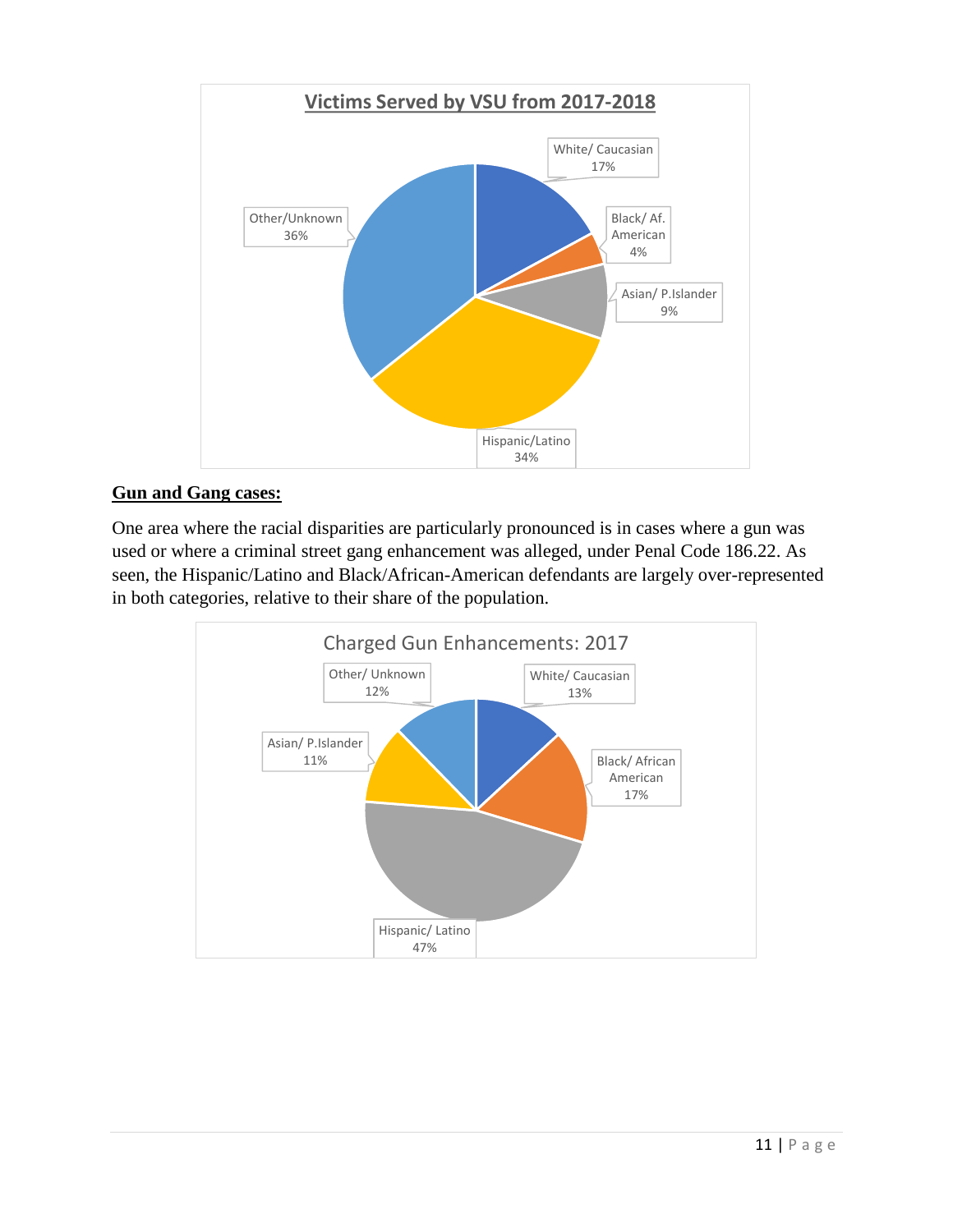**Victims Served by VSU from 2017-2018**

| Category | Percentage |
|---|---|
| White/ Caucasian | 17% |
| Black/ Af. American | 4% |
| Asian/ P.Islander | 9% |
| Hispanic/Latino | 34% |
| Other/Unknown | 36% |

**Gun and Gang cases:**

One area where the racial disparities are particularly pronounced is in cases where a gun was used or where a criminal street gang enhancement was alleged, under Penal Code 186.22. As seen, the Hispanic/Latino and Black/African-American defendants are largely over-represented in both categories, relative to their share of the population.

**Charged Gun Enhancements: 2017**

| Category | Percentage |
|---|---|
| White/ Caucasian | 13% |
| Black/ African American | 17% |
| Hispanic/ Latino | 47% |
| Asian/ P.Islander | 11% |
| Other/ Unknown | 12% |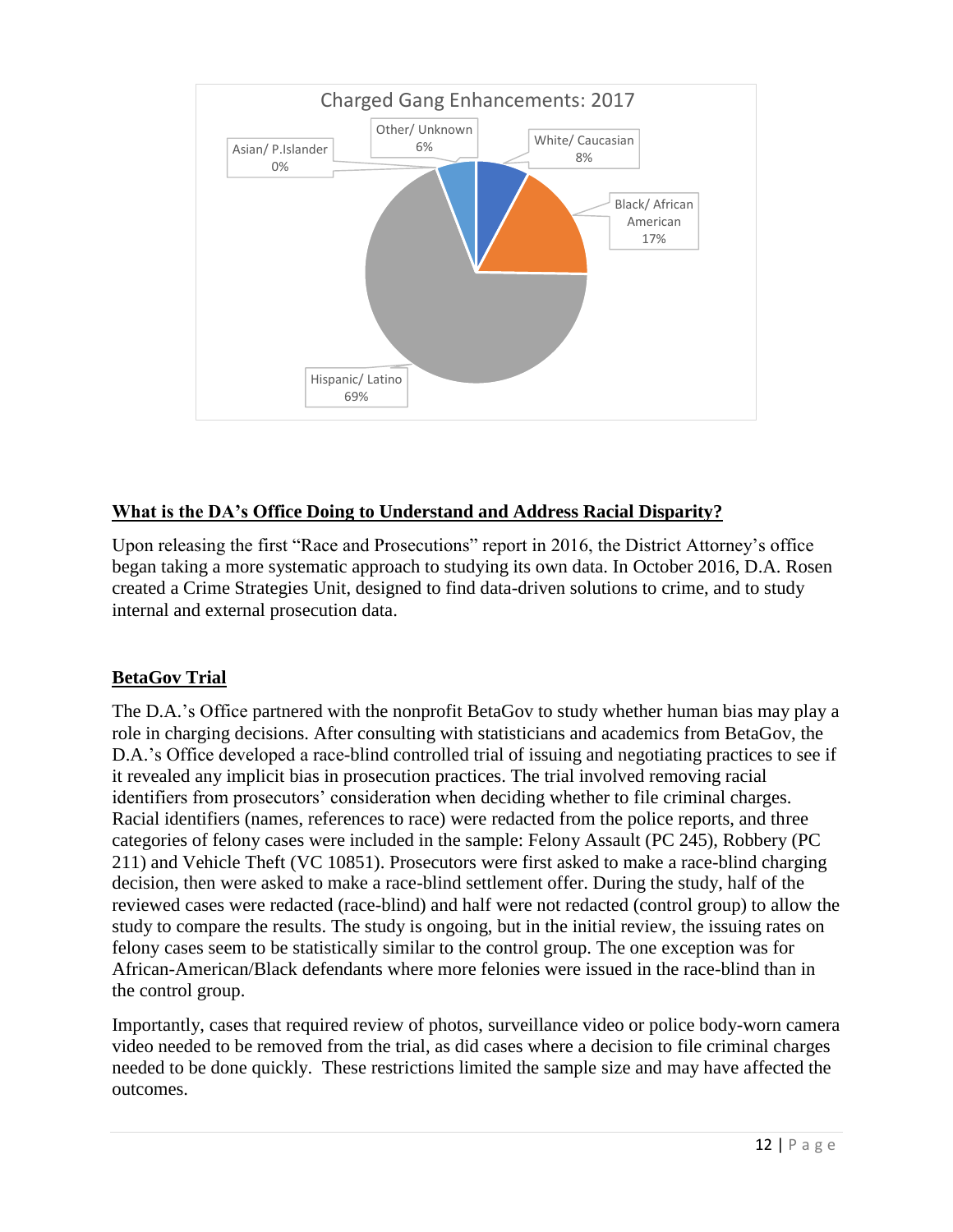Charged Gang Enhancements: 2017

| Race/Ethnicity | Percentage |
|---|---|
| White/ Caucasian | 8% |
| Black/ African American | 17% |
| Hispanic/ Latino | 69% |
| Asian/ P.Islander | 0% |
| Other/ Unknown | 6% |

## What is the DA's Office Doing to Understand and Address Racial Disparity?

Upon releasing the first "Race and Prosecutions" report in 2016, the District Attorney's office began taking a more systematic approach to studying its own data. In October 2016, D.A. Rosen created a Crime Strategies Unit, designed to find data-driven solutions to crime, and to study internal and external prosecution data.

## BetaGov Trial

The D.A.'s Office partnered with the nonprofit BetaGov to study whether human bias may play a role in charging decisions. After consulting with statisticians and academics from BetaGov, the D.A.'s Office developed a race-blind controlled trial of issuing and negotiating practices to see if it revealed any implicit bias in prosecution practices. The trial involved removing racial identifiers from prosecutors' consideration when deciding whether to file criminal charges. Racial identifiers (names, references to race) were redacted from the police reports, and three categories of felony cases were included in the sample: Felony Assault (PC 245), Robbery (PC 211) and Vehicle Theft (VC 10851). Prosecutors were first asked to make a race-blind charging decision, then were asked to make a race-blind settlement offer. During the study, half of the reviewed cases were redacted (race-blind) and half were not redacted (control group) to allow the study to compare the results. The study is ongoing, but in the initial review, the issuing rates on felony cases seem to be statistically similar to the control group. The one exception was for African-American/Black defendants where more felonies were issued in the race-blind than in the control group.

Importantly, cases that required review of photos, surveillance video or police body-worn camera video needed to be removed from the trial, as did cases where a decision to file criminal charges needed to be done quickly. These restrictions limited the sample size and may have affected the outcomes.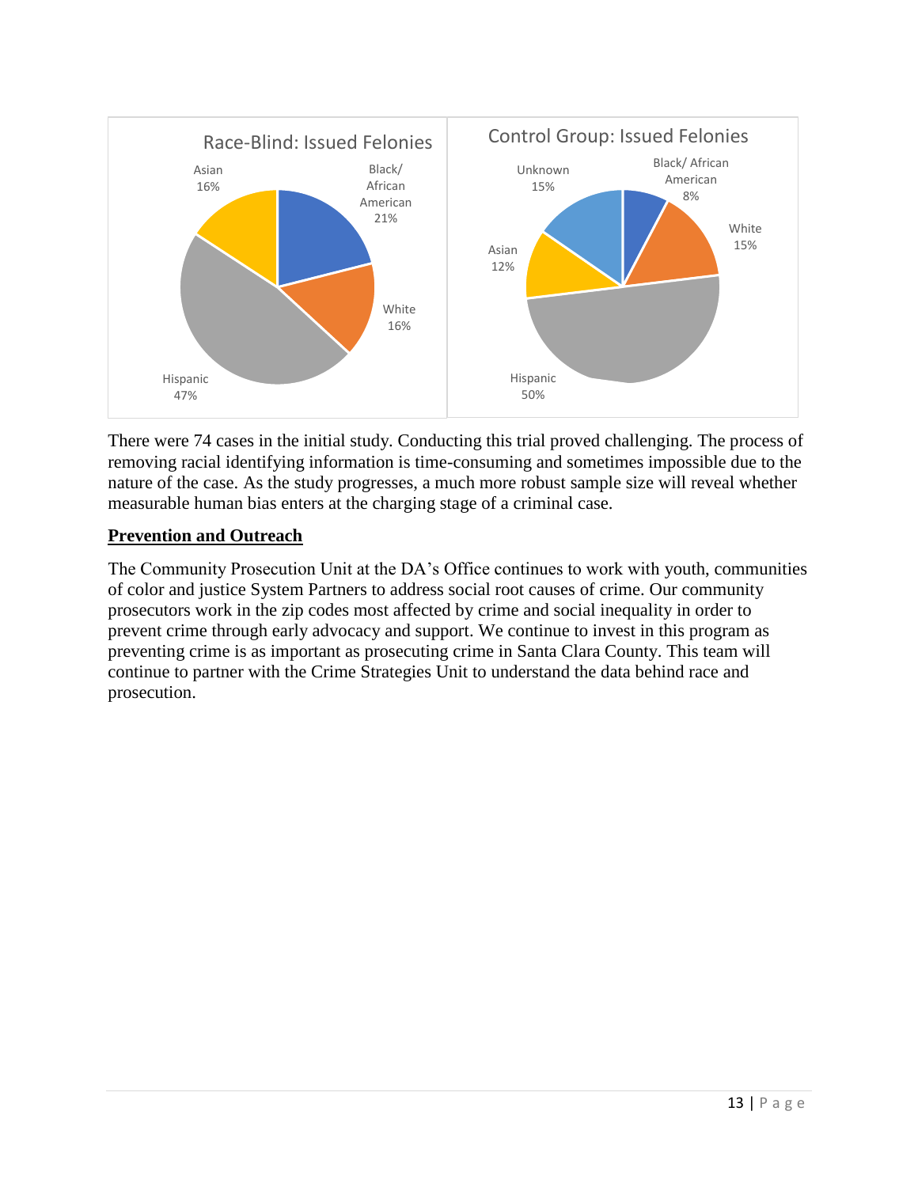Race-Blind: Issued Felonies

| Category | Percentage |
| --- | --- |
| Black/ African American | 21% |
| White | 16% |
| Hispanic | 47% |
| Asian | 16% |

Control Group: Issued Felonies

| Category | Percentage |
| --- | --- |
| Black/ African American | 8% |
| White | 15% |
| Hispanic | 50% |
| Asian | 12% |
| Unknown | 15% |

There were 74 cases in the initial study. Conducting this trial proved challenging. The process of removing racial identifying information is time-consuming and sometimes impossible due to the nature of the case. As the study progresses, a much more robust sample size will reveal whether measurable human bias enters at the charging stage of a criminal case.

## Prevention and Outreach

The Community Prosecution Unit at the DA's Office continues to work with youth, communities of color and justice System Partners to address social root causes of crime. Our community prosecutors work in the zip codes most affected by crime and social inequality in order to prevent crime through early advocacy and support. We continue to invest in this program as preventing crime is as important as prosecuting crime in Santa Clara County. This team will continue to partner with the Crime Strategies Unit to understand the data behind race and prosecution.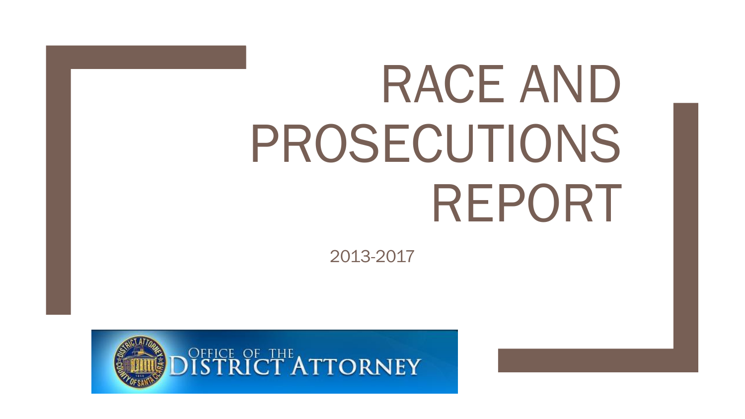# RACE AND PROSECUTIONS REPORT

2013-2017

OFFICE OF THE DISTRICT ATTORNEY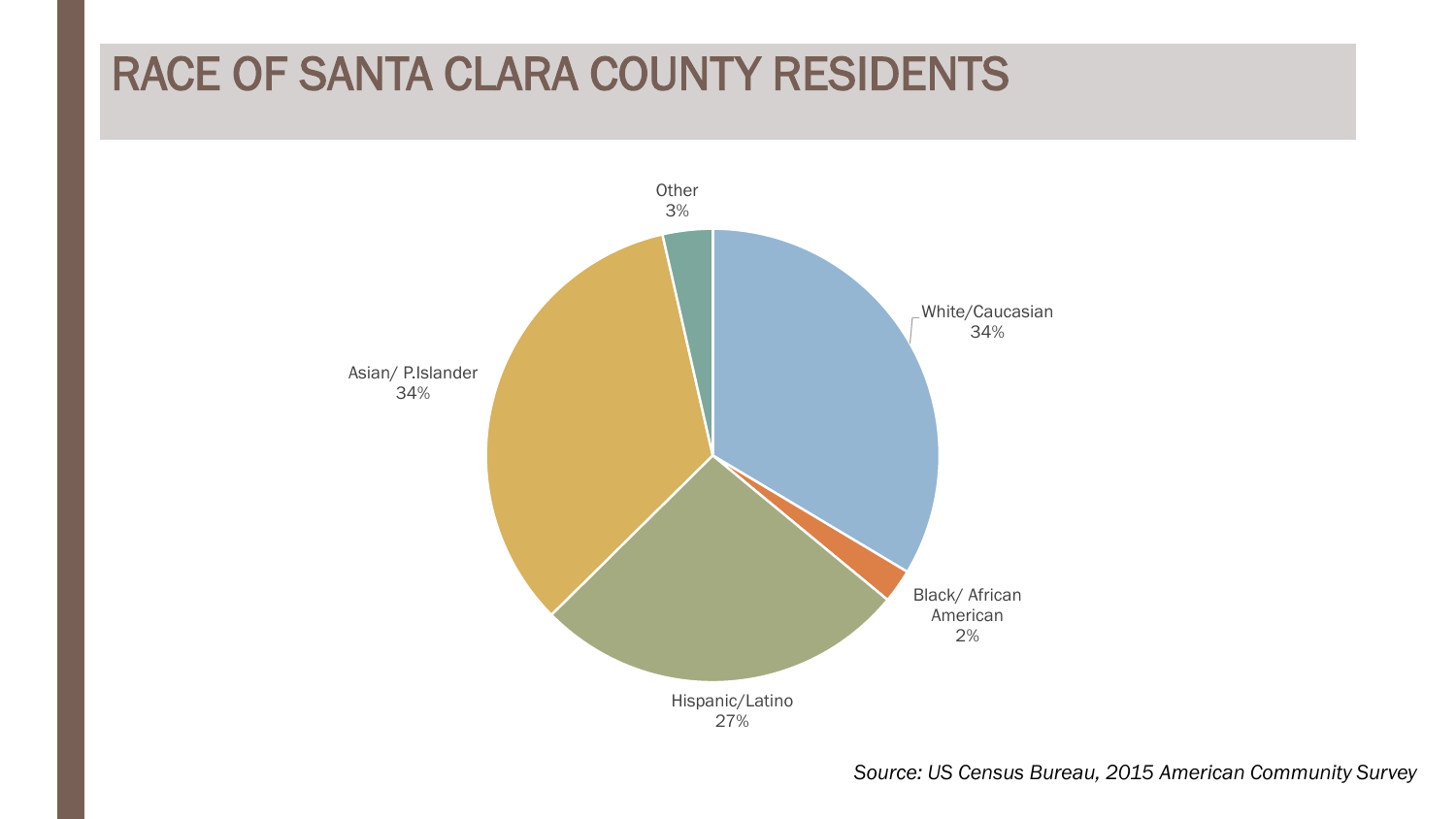# RACE OF SANTA CLARA COUNTY RESIDENTS

Other
3%

White/Caucasian
34%

Asian/ P.Islander
34%

Black/ African American
2%

Hispanic/Latino
27%

*Source: US Census Bureau, 2015 American Community Survey*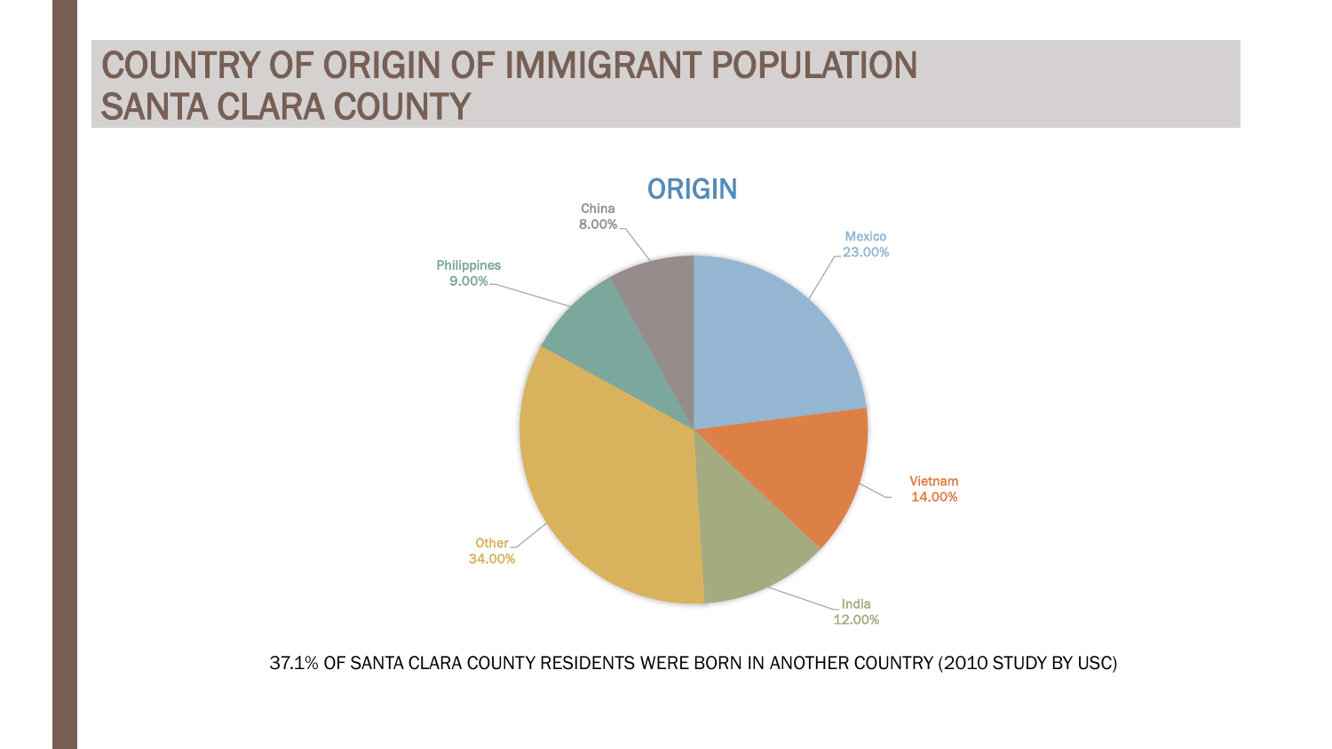# COUNTRY OF ORIGIN OF IMMIGRANT POPULATION SANTA CLARA COUNTY

**ORIGIN**

| Country | Percentage |
| --- | --- |
| Mexico | 23.00% |
| Vietnam | 14.00% |
| India | 12.00% |
| Other | 34.00% |
| Philippines | 9.00% |
| China | 8.00% |

37.1% OF SANTA CLARA COUNTY RESIDENTS WERE BORN IN ANOTHER COUNTRY (2010 STUDY BY USC)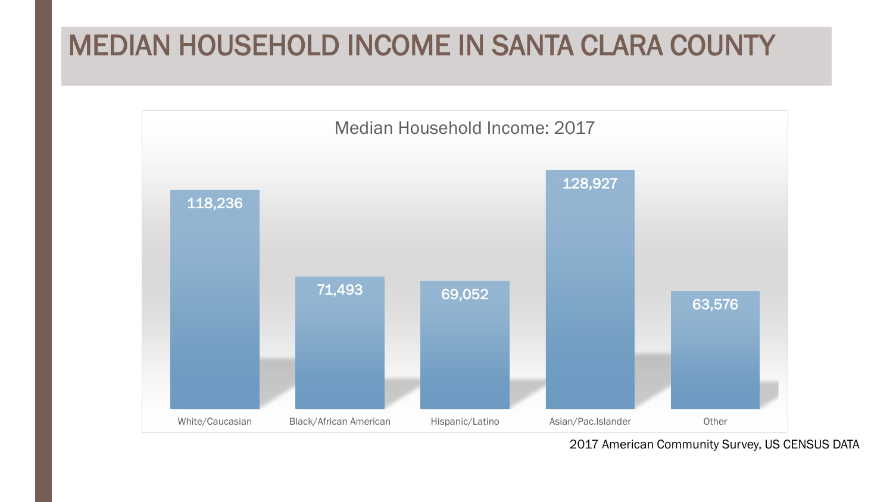# MEDIAN HOUSEHOLD INCOME IN SANTA CLARA COUNTY

Median Household Income: 2017

| | White/Caucasian | Black/African American | Hispanic/Latino | Asian/Pac.Islander | Other |
|---|---|---|---|---|---|
| Median Household Income | 118,236 | 71,493 | 69,052 | 128,927 | 63,576 |

2017 American Community Survey, US CENSUS DATA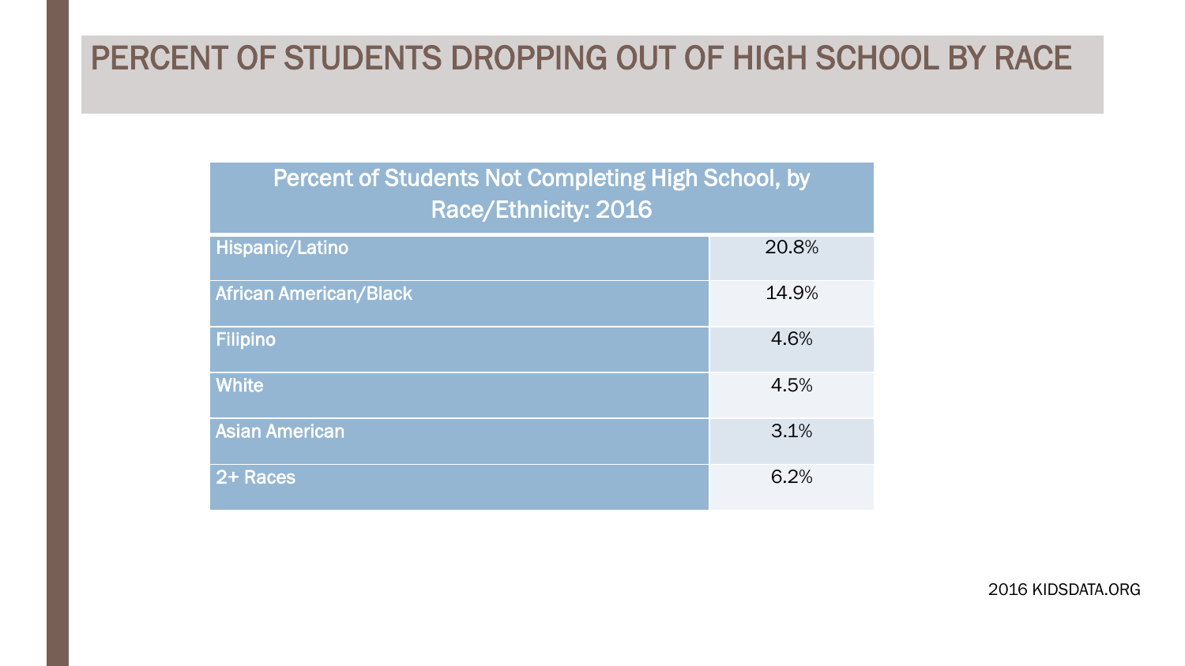# PERCENT OF STUDENTS DROPPING OUT OF HIGH SCHOOL BY RACE

| Percent of Students Not Completing High School, by Race/Ethnicity: 2016 | |
|---|---|
| Hispanic/Latino | 20.8% |
| African American/Black | 14.9% |
| Filipino | 4.6% |
| White | 4.5% |
| Asian American | 3.1% |
| 2+ Races | 6.2% |

2016 KIDSDATA.ORG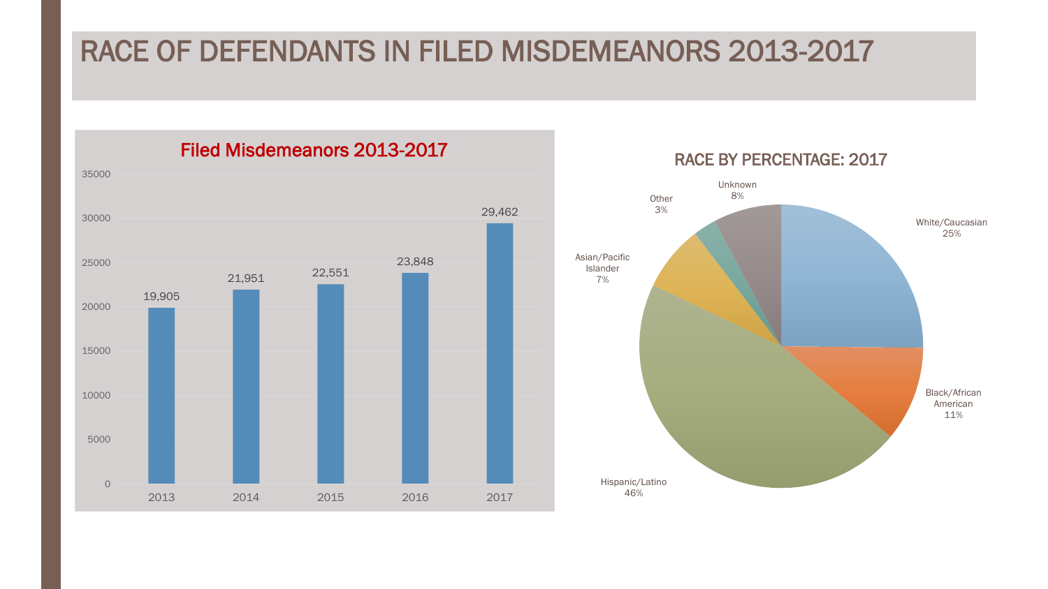# RACE OF DEFENDANTS IN FILED MISDEMEANORS 2013-2017

## Filed Misdemeanors 2013-2017

| Year | Filed Misdemeanors |
|---|---|
| 2013 | 19,905 |
| 2014 | 21,951 |
| 2015 | 22,551 |
| 2016 | 23,848 |
| 2017 | 29,462 |

## RACE BY PERCENTAGE: 2017

| Race | Percentage |
|---|---|
| White/Caucasian | 25% |
| Black/African American | 11% |
| Hispanic/Latino | 46% |
| Asian/Pacific Islander | 7% |
| Other | 3% |
| Unknown | 8% |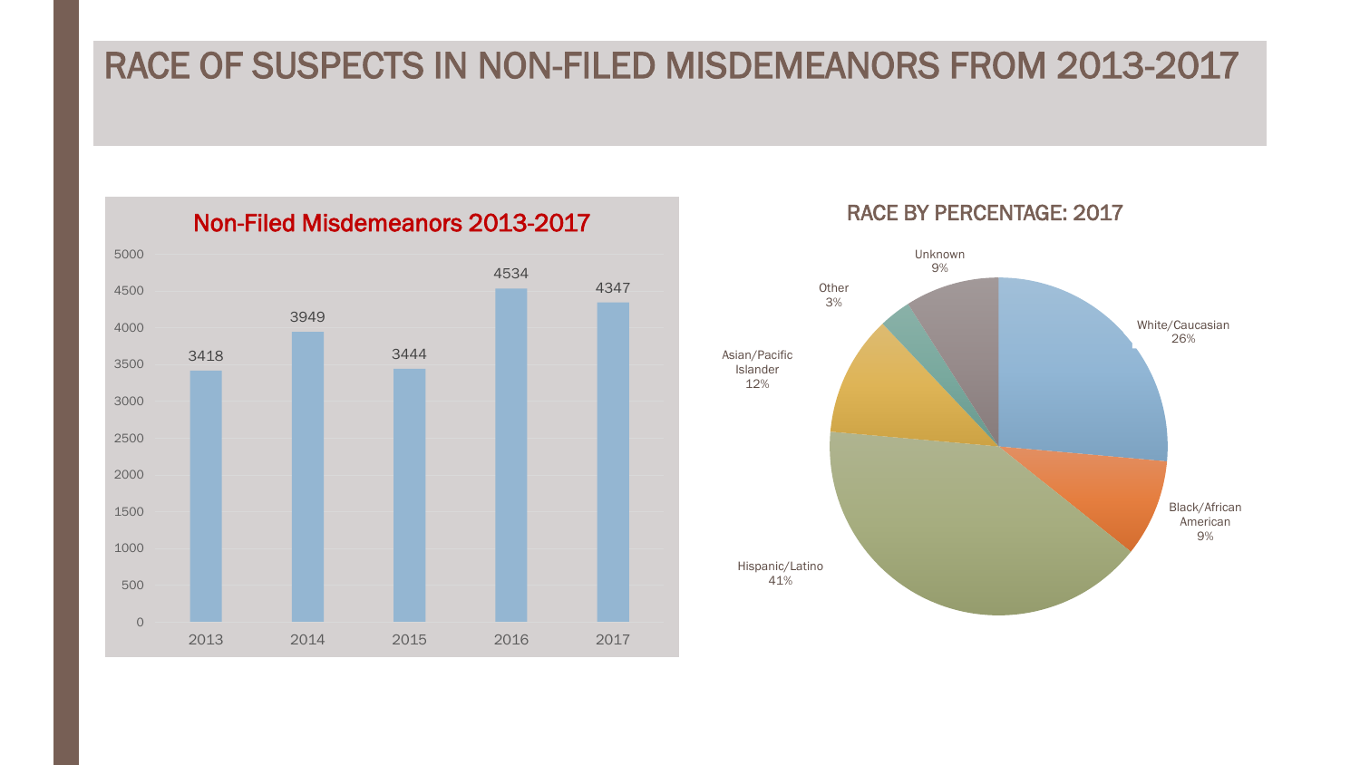# RACE OF SUSPECTS IN NON-FILED MISDEMEANORS FROM 2013-2017

## Non-Filed Misdemeanors 2013-2017

| Year | Non-Filed Misdemeanors |
|---|---|
| 2013 | 3418 |
| 2014 | 3949 |
| 2015 | 3444 |
| 2016 | 4534 |
| 2017 | 4347 |

## RACE BY PERCENTAGE: 2017

| Race | Percentage |
|---|---|
| White/Caucasian | 26% |
| Black/African American | 9% |
| Hispanic/Latino | 41% |
| Asian/Pacific Islander | 12% |
| Other | 3% |
| Unknown | 9% |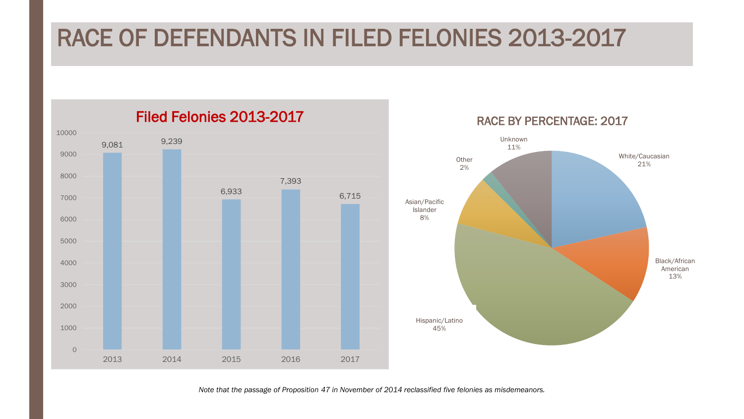# RACE OF DEFENDANTS IN FILED FELONIES 2013-2017

## Filed Felonies 2013-2017

| Year | Filed Felonies |
| --- | --- |
| 2013 | 9,081 |
| 2014 | 9,239 |
| 2015 | 6,933 |
| 2016 | 7,393 |
| 2017 | 6,715 |

## RACE BY PERCENTAGE: 2017

| Race | Percentage |
| --- | --- |
| White/Caucasian | 21% |
| Black/African American | 13% |
| Hispanic/Latino | 45% |
| Asian/Pacific Islander | 8% |
| Other | 2% |
| Unknown | 11% |

*Note that the passage of Proposition 47 in November of 2014 reclassified five felonies as misdemeanors.*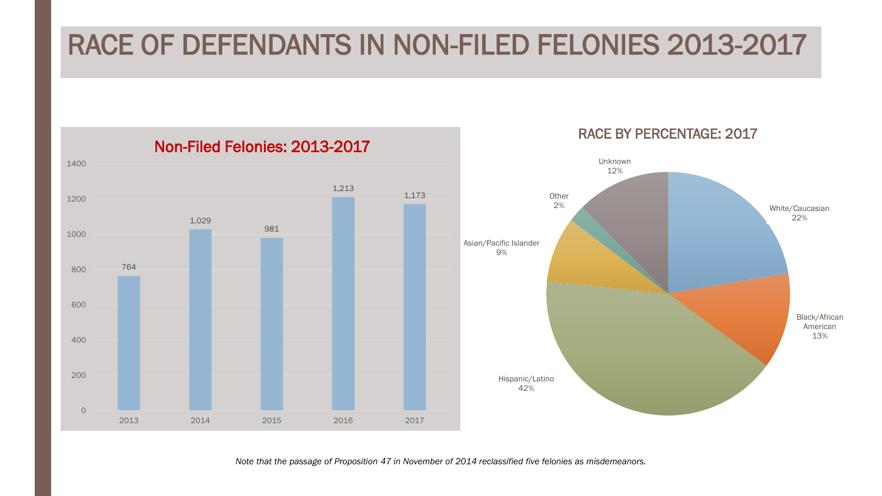# RACE OF DEFENDANTS IN NON-FILED FELONIES 2013-2017

## Non-Filed Felonies: 2013-2017

| Year | Non-Filed Felonies |
|---|---|
| 2013 | 764 |
| 2014 | 1,029 |
| 2015 | 981 |
| 2016 | 1,213 |
| 2017 | 1,173 |

## RACE BY PERCENTAGE: 2017

| Race | Percentage |
|---|---|
| White/Caucasian | 22% |
| Black/African American | 13% |
| Hispanic/Latino | 42% |
| Asian/Pacific Islander | 9% |
| Other | 2% |
| Unknown | 12% |

*Note that the passage of Proposition 47 in November of 2014 reclassified five felonies as misdemeanors.*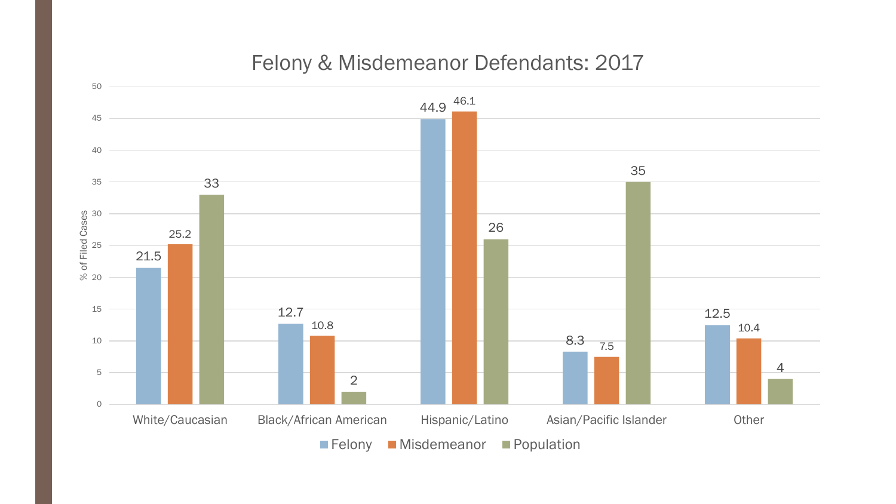# Felony & Misdemeanor Defendants: 2017

| % of Filed Cases | Felony | Misdemeanor | Population |
|---|---|---|---|
| White/Caucasian | 21.5 | 25.2 | 33 |
| Black/African American | 12.7 | 10.8 | 2 |
| Hispanic/Latino | 44.9 | 46.1 | 26 |
| Asian/Pacific Islander | 8.3 | 7.5 | 35 |
| Other | 12.5 | 10.4 | 4 |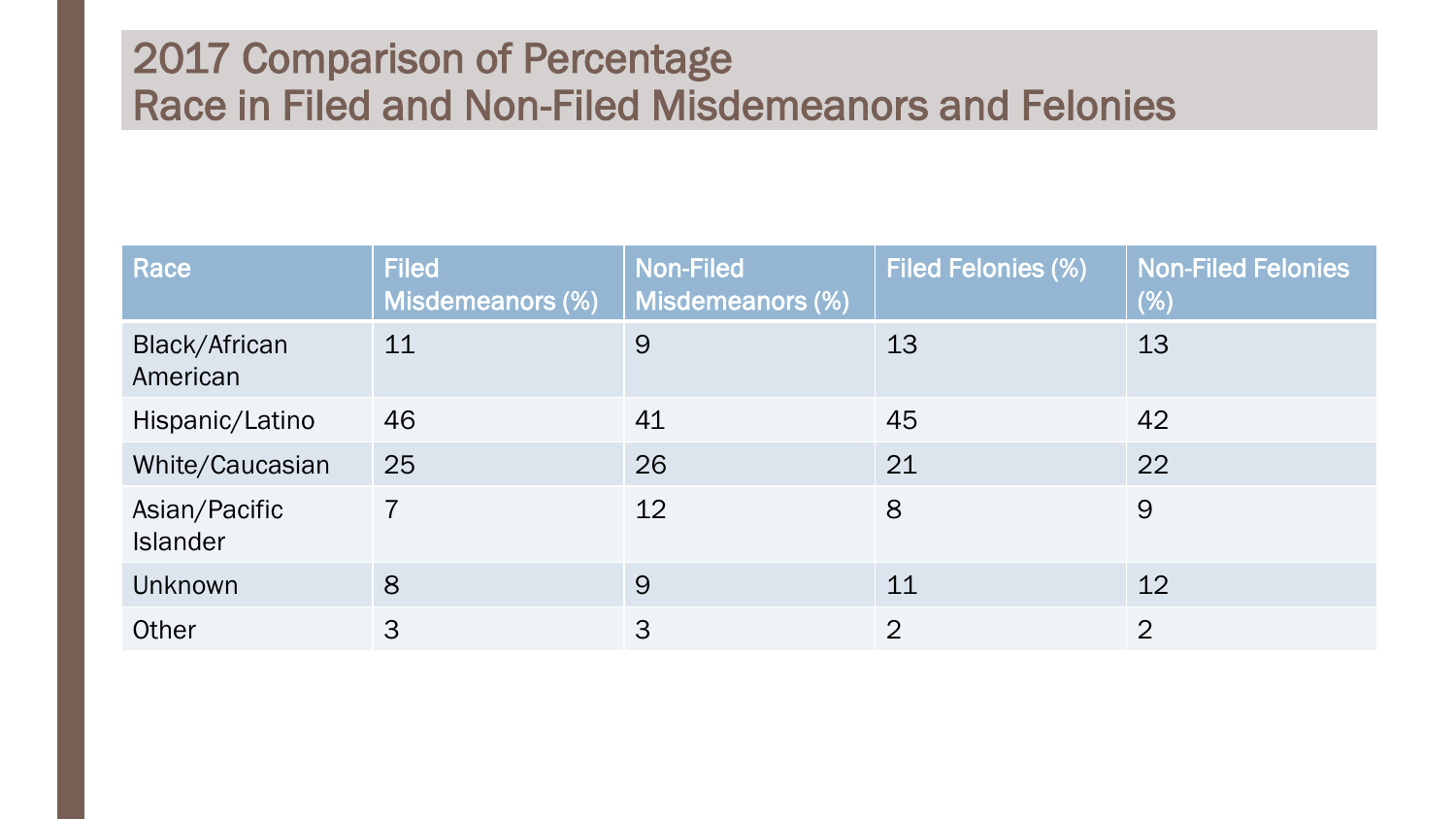# 2017 Comparison of Percentage Race in Filed and Non-Filed Misdemeanors and Felonies

| Race | Filed Misdemeanors (%) | Non-Filed Misdemeanors (%) | Filed Felonies (%) | Non-Filed Felonies (%) |
|---|---|---|---|---|
| Black/African American | 11 | 9 | 13 | 13 |
| Hispanic/Latino | 46 | 41 | 45 | 42 |
| White/Caucasian | 25 | 26 | 21 | 22 |
| Asian/Pacific Islander | 7 | 12 | 8 | 9 |
| Unknown | 8 | 9 | 11 | 12 |
| Other | 3 | 3 | 2 | 2 |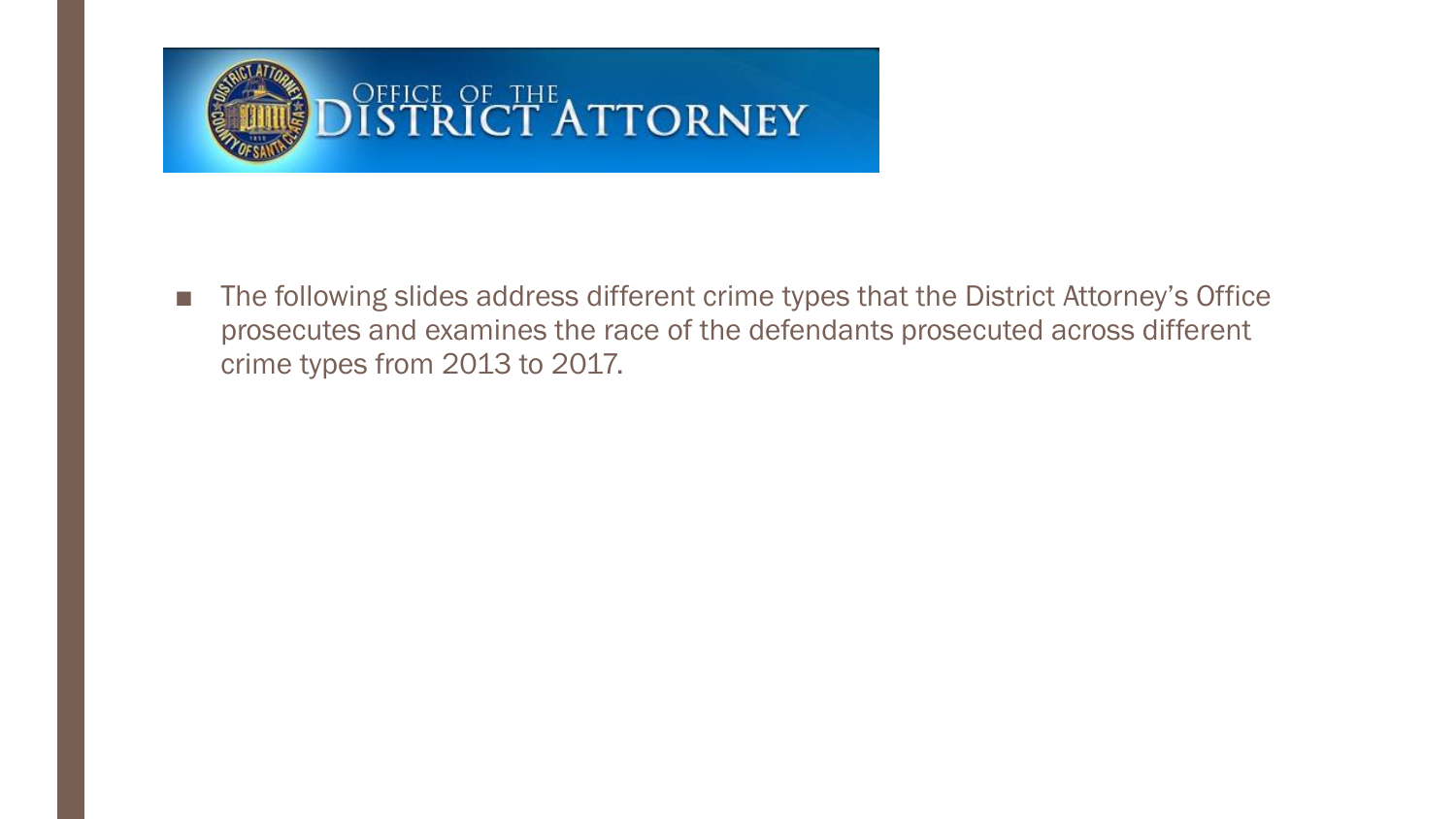OFFICE OF THE DISTRICT ATTORNEY

- The following slides address different crime types that the District Attorney's Office prosecutes and examines the race of the defendants prosecuted across different crime types from 2013 to 2017.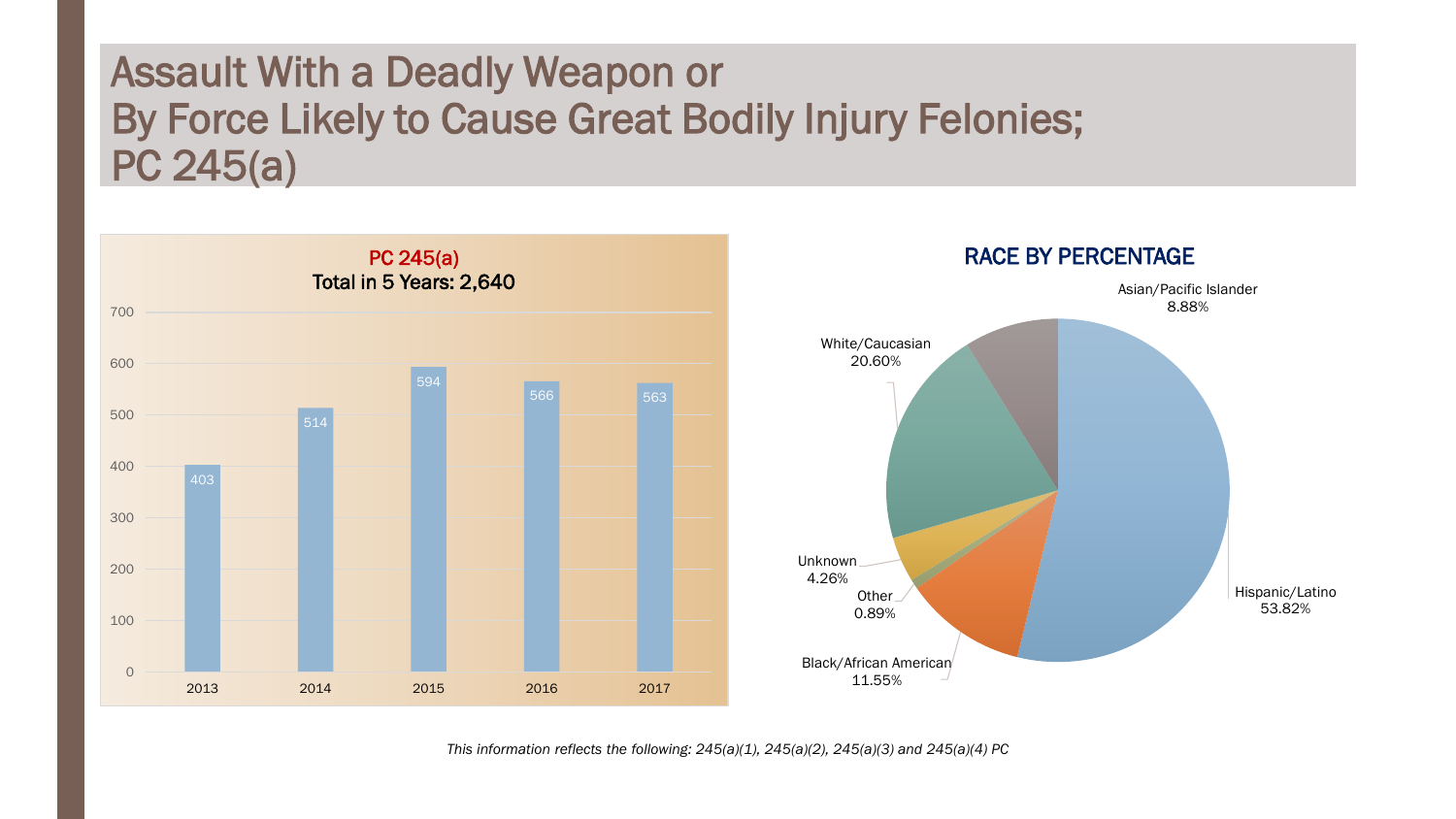# Assault With a Deadly Weapon or By Force Likely to Cause Great Bodily Injury Felonies; PC 245(a)

**PC 245(a)**
**Total in 5 Years: 2,640**

| Year | Count |
|---|---|
| 2013 | 403 |
| 2014 | 514 |
| 2015 | 594 |
| 2016 | 566 |
| 2017 | 563 |

**RACE BY PERCENTAGE**

| Race | Percentage |
|---|---|
| Hispanic/Latino | 53.82% |
| White/Caucasian | 20.60% |
| Black/African American | 11.55% |
| Asian/Pacific Islander | 8.88% |
| Unknown | 4.26% |
| Other | 0.89% |

*This information reflects the following: 245(a)(1), 245(a)(2), 245(a)(3) and 245(a)(4) PC*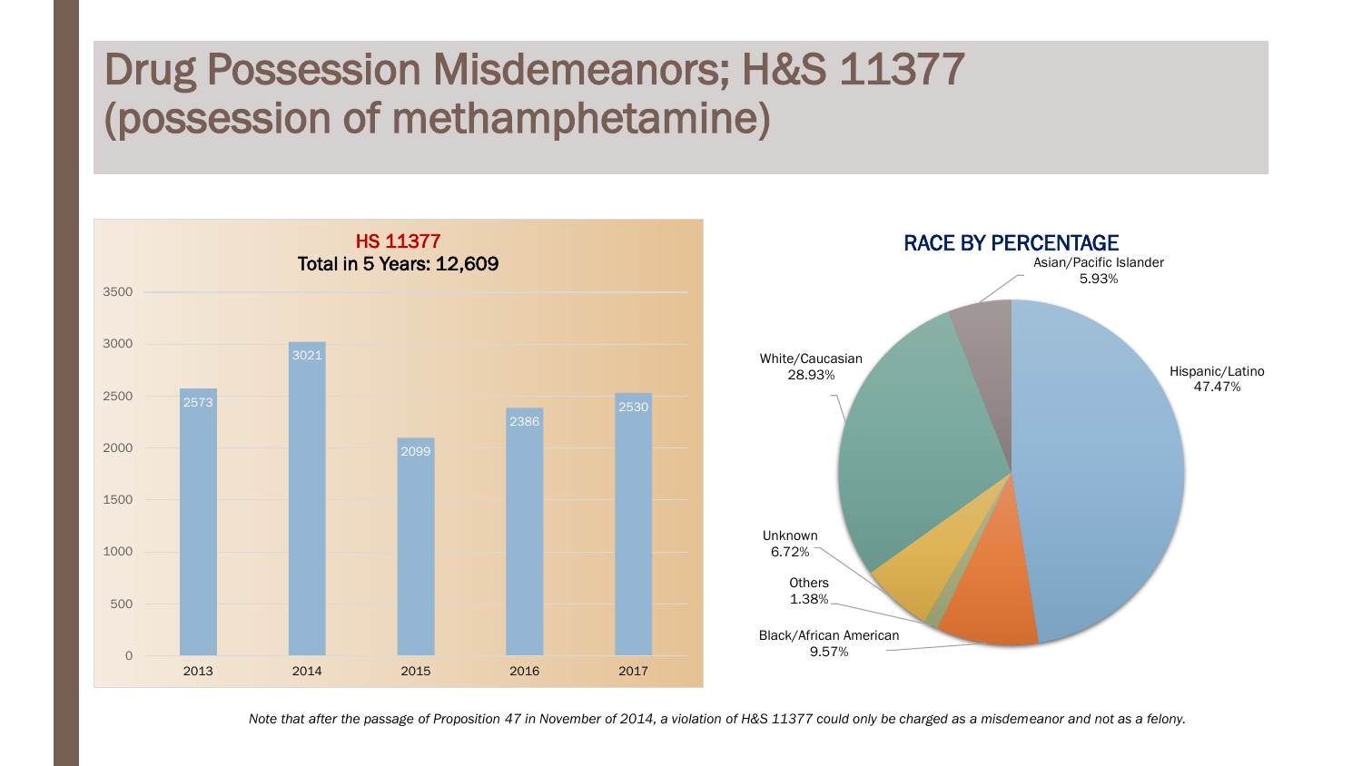# Drug Possession Misdemeanors; H&S 11377 (possession of methamphetamine)

**HS 11377**
**Total in 5 Years: 12,609**

| Year | Count |
|---|---|
| 2013 | 2573 |
| 2014 | 3021 |
| 2015 | 2099 |
| 2016 | 2386 |
| 2017 | 2530 |

**RACE BY PERCENTAGE**

| Race | Percentage |
|---|---|
| Hispanic/Latino | 47.47% |
| White/Caucasian | 28.93% |
| Black/African American | 9.57% |
| Unknown | 6.72% |
| Asian/Pacific Islander | 5.93% |
| Others | 1.38% |

*Note that after the passage of Proposition 47 in November of 2014, a violation of H&S 11377 could only be charged as a misdemeanor and not as a felony.*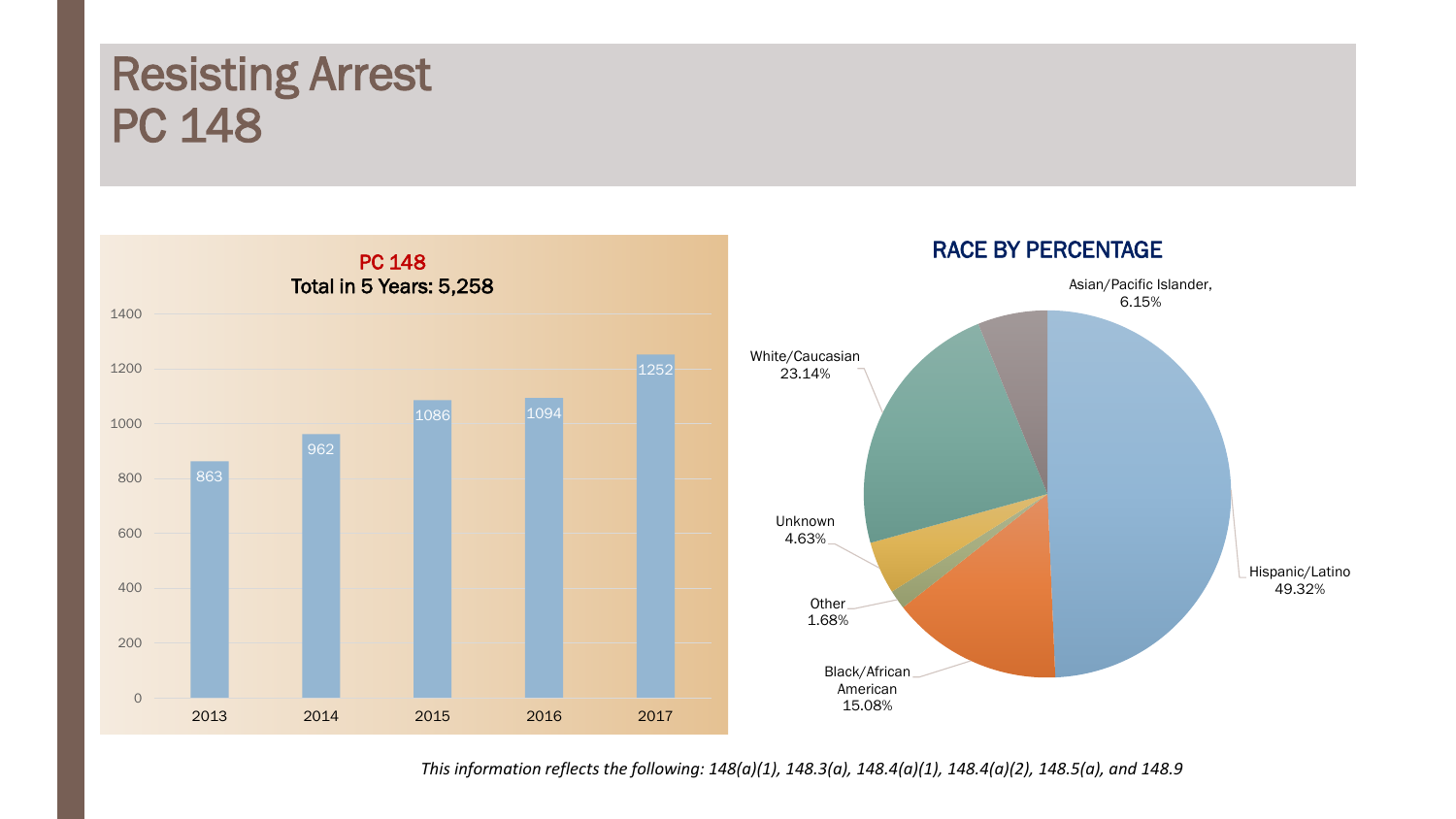# Resisting Arrest
# PC 148

**PC 148**
**Total in 5 Years: 5,258**

| Year | Count |
| --- | --- |
| 2013 | 863 |
| 2014 | 962 |
| 2015 | 1086 |
| 2016 | 1094 |
| 2017 | 1252 |

**RACE BY PERCENTAGE**

| Race | Percentage |
| --- | --- |
| Hispanic/Latino | 49.32% |
| White/Caucasian | 23.14% |
| Black/African American | 15.08% |
| Asian/Pacific Islander | 6.15% |
| Unknown | 4.63% |
| Other | 1.68% |

*This information reflects the following: 148(a)(1), 148.3(a), 148.4(a)(1), 148.4(a)(2), 148.5(a), and 148.9*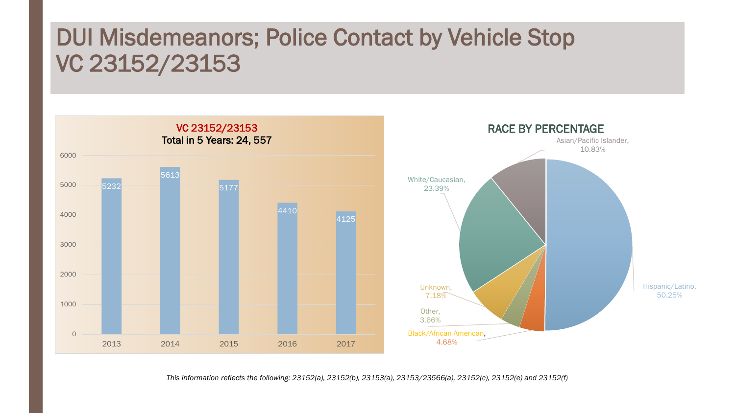# DUI Misdemeanors; Police Contact by Vehicle Stop VC 23152/23153

**VC 23152/23153**
**Total in 5 Years: 24, 557**

| Year | Count |
|---|---|
| 2013 | 5232 |
| 2014 | 5613 |
| 2015 | 5177 |
| 2016 | 4410 |
| 2017 | 4125 |

**RACE BY PERCENTAGE**

| Race | Percentage |
|---|---|
| Hispanic/Latino | 50.25% |
| White/Caucasian | 23.39% |
| Asian/Pacific Islander | 10.83% |
| Unknown | 7.18% |
| Black/African American | 4.68% |
| Other | 3.66% |

*This information reflects the following: 23152(a), 23152(b), 23153(a), 23153/23566(a), 23152(c), 23152(e) and 23152(f)*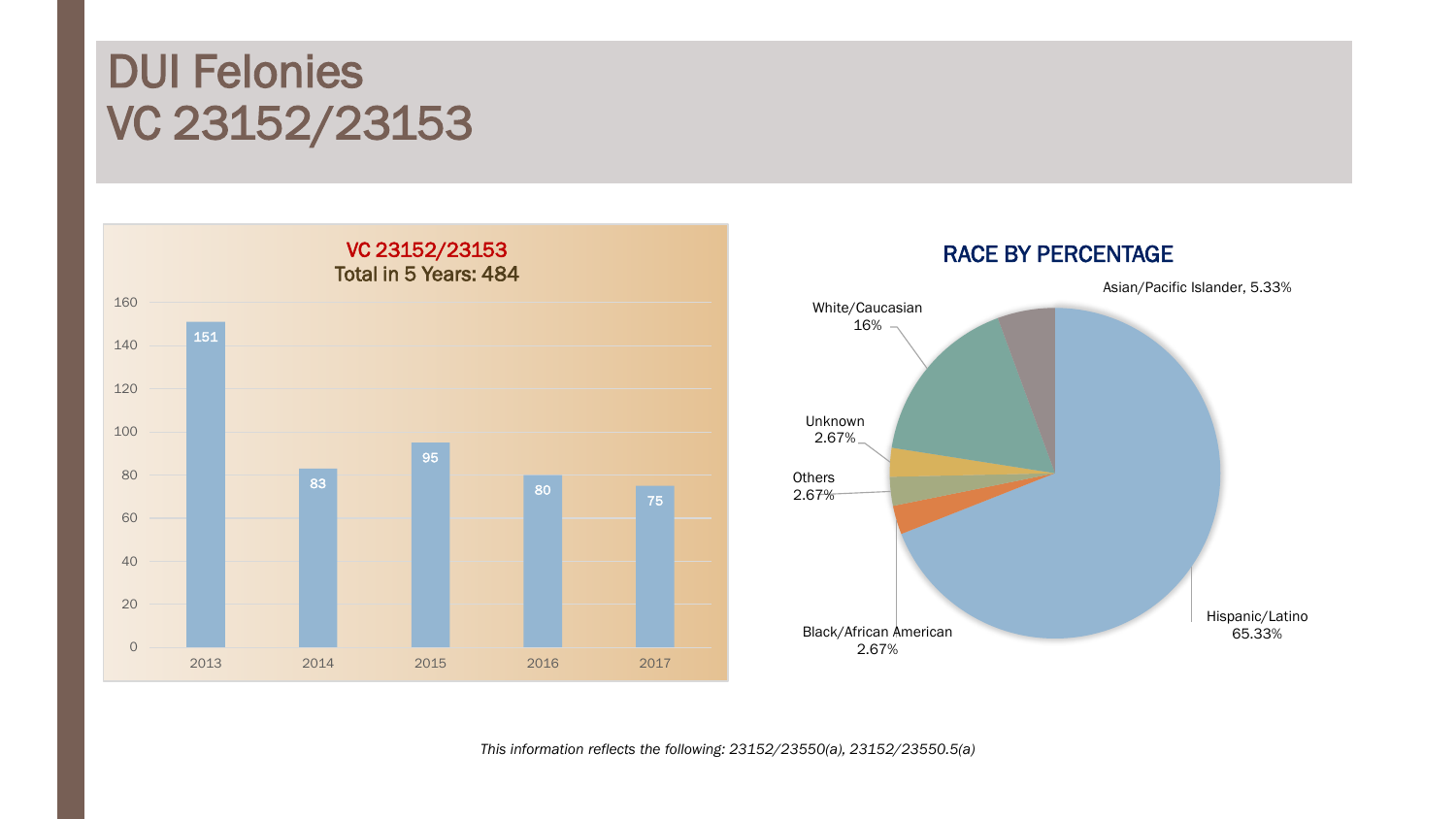# DUI Felonies
# VC 23152/23153

**VC 23152/23153**
**Total in 5 Years: 484**

| Year | Count |
|---|---|
| 2013 | 151 |
| 2014 | 83 |
| 2015 | 95 |
| 2016 | 80 |
| 2017 | 75 |

**RACE BY PERCENTAGE**

| Race | Percentage |
|---|---|
| Hispanic/Latino | 65.33% |
| White/Caucasian | 16% |
| Asian/Pacific Islander | 5.33% |
| Unknown | 2.67% |
| Others | 2.67% |
| Black/African American | 2.67% |

*This information reflects the following: 23152/23550(a), 23152/23550.5(a)*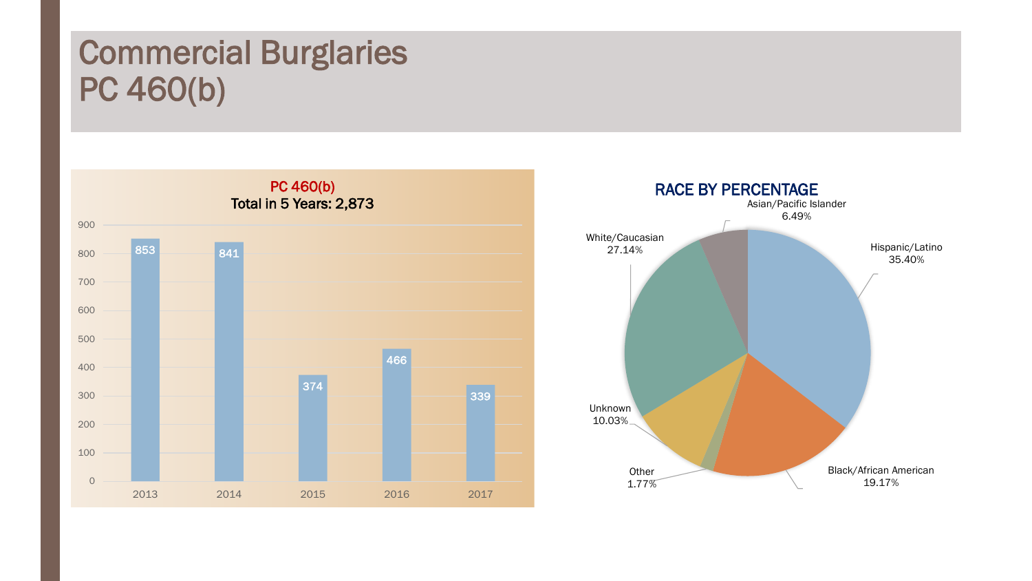# Commercial Burglaries
# PC 460(b)

**PC 460(b)**
**Total in 5 Years: 2,873**

| Year | Count |
|---|---|
| 2013 | 853 |
| 2014 | 841 |
| 2015 | 374 |
| 2016 | 466 |
| 2017 | 339 |

**RACE BY PERCENTAGE**

| Race | Percentage |
|---|---|
| Hispanic/Latino | 35.40% |
| Black/African American | 19.17% |
| Other | 1.77% |
| Unknown | 10.03% |
| White/Caucasian | 27.14% |
| Asian/Pacific Islander | 6.49% |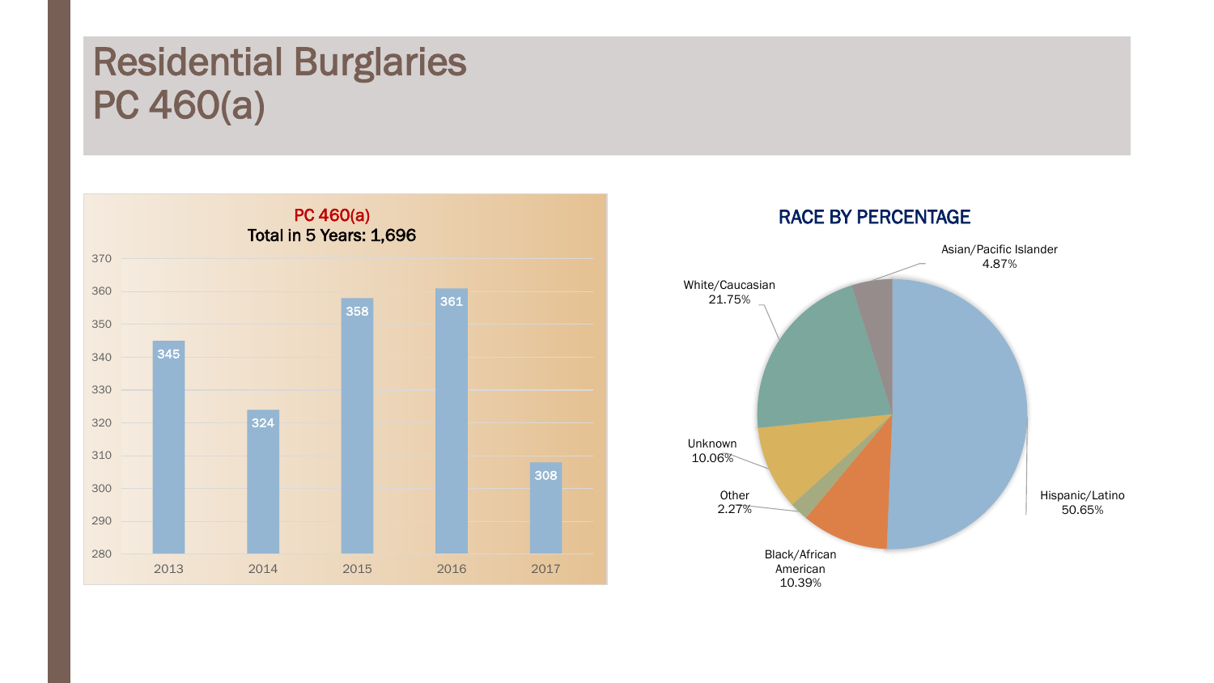# Residential Burglaries PC 460(a)

**PC 460(a)**
**Total in 5 Years: 1,696**

| Year | Count |
|---|---|
| 2013 | 345 |
| 2014 | 324 |
| 2015 | 358 |
| 2016 | 361 |
| 2017 | 308 |

**RACE BY PERCENTAGE**

| Race | Percentage |
|---|---|
| Hispanic/Latino | 50.65% |
| White/Caucasian | 21.75% |
| Black/African American | 10.39% |
| Unknown | 10.06% |
| Asian/Pacific Islander | 4.87% |
| Other | 2.27% |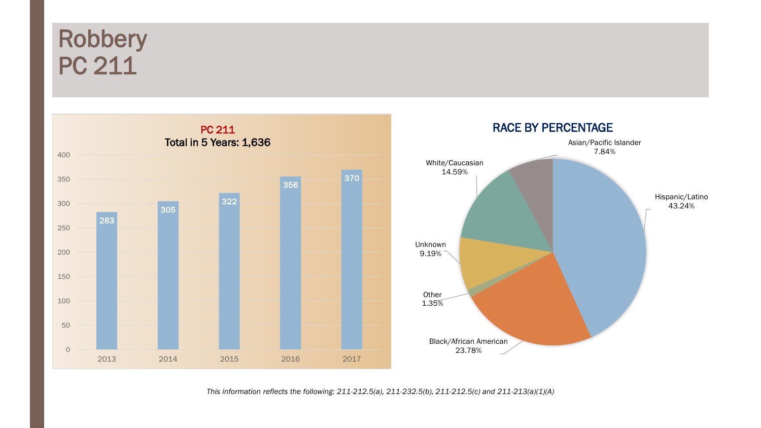# Robbery
# PC 211

**PC 211**
**Total in 5 Years: 1,636**

| Year | Count |
|---|---|
| 2013 | 283 |
| 2014 | 305 |
| 2015 | 322 |
| 2016 | 356 |
| 2017 | 370 |

**RACE BY PERCENTAGE**

| Race | Percentage |
|---|---|
| Hispanic/Latino | 43.24% |
| Black/African American | 23.78% |
| Other | 1.35% |
| Unknown | 9.19% |
| White/Caucasian | 14.59% |
| Asian/Pacific Islander | 7.84% |

*This information reflects the following: 211-212.5(a), 211-232.5(b), 211-212.5(c) and 211-213(a)(1)(A)*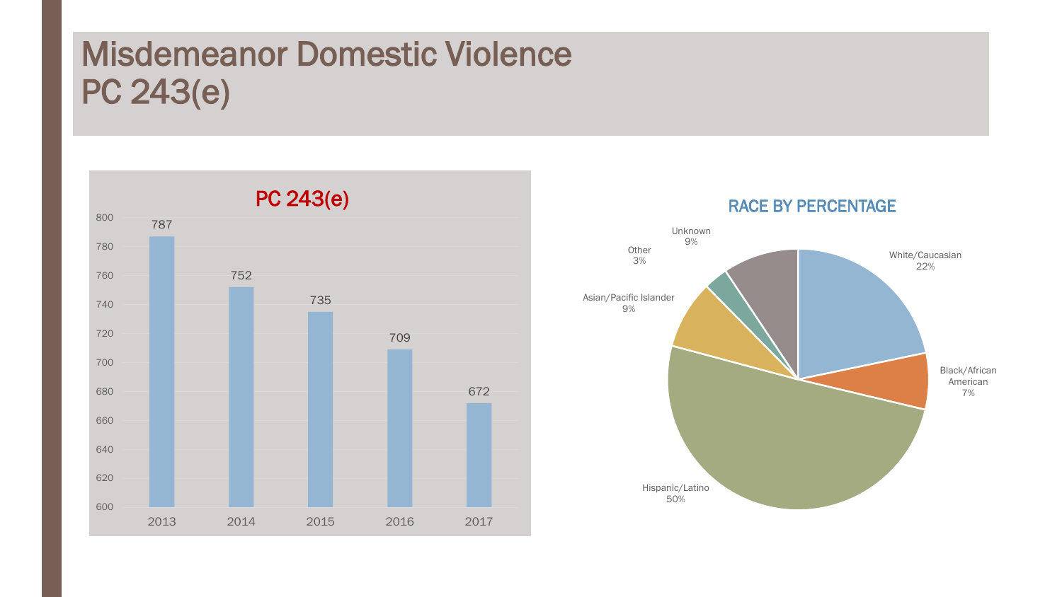# Misdemeanor Domestic Violence PC 243(e)

**PC 243(e)**

| Year | Count |
| --- | --- |
| 2013 | 787 |
| 2014 | 752 |
| 2015 | 735 |
| 2016 | 709 |
| 2017 | 672 |

**RACE BY PERCENTAGE**

| Race | Percentage |
| --- | --- |
| White/Caucasian | 22% |
| Black/African American | 7% |
| Hispanic/Latino | 50% |
| Asian/Pacific Islander | 9% |
| Other | 3% |
| Unknown | 9% |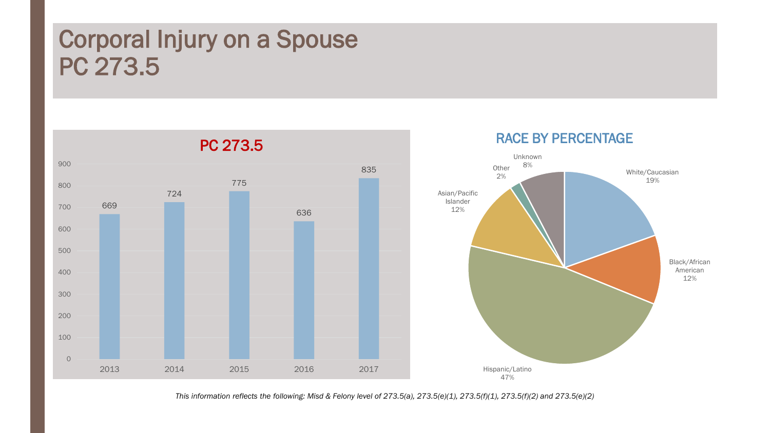# Corporal Injury on a Spouse PC 273.5

## PC 273.5

| Year | Count |
|---|---|
| 2013 | 669 |
| 2014 | 724 |
| 2015 | 775 |
| 2016 | 636 |
| 2017 | 835 |

## RACE BY PERCENTAGE

| Race | Percentage |
|---|---|
| White/Caucasian | 19% |
| Black/African American | 12% |
| Hispanic/Latino | 47% |
| Asian/Pacific Islander | 12% |
| Other | 2% |
| Unknown | 8% |

*This information reflects the following: Misd & Felony level of 273.5(a), 273.5(e)(1), 273.5(f)(1), 273.5(f)(2) and 273.5(e)(2)*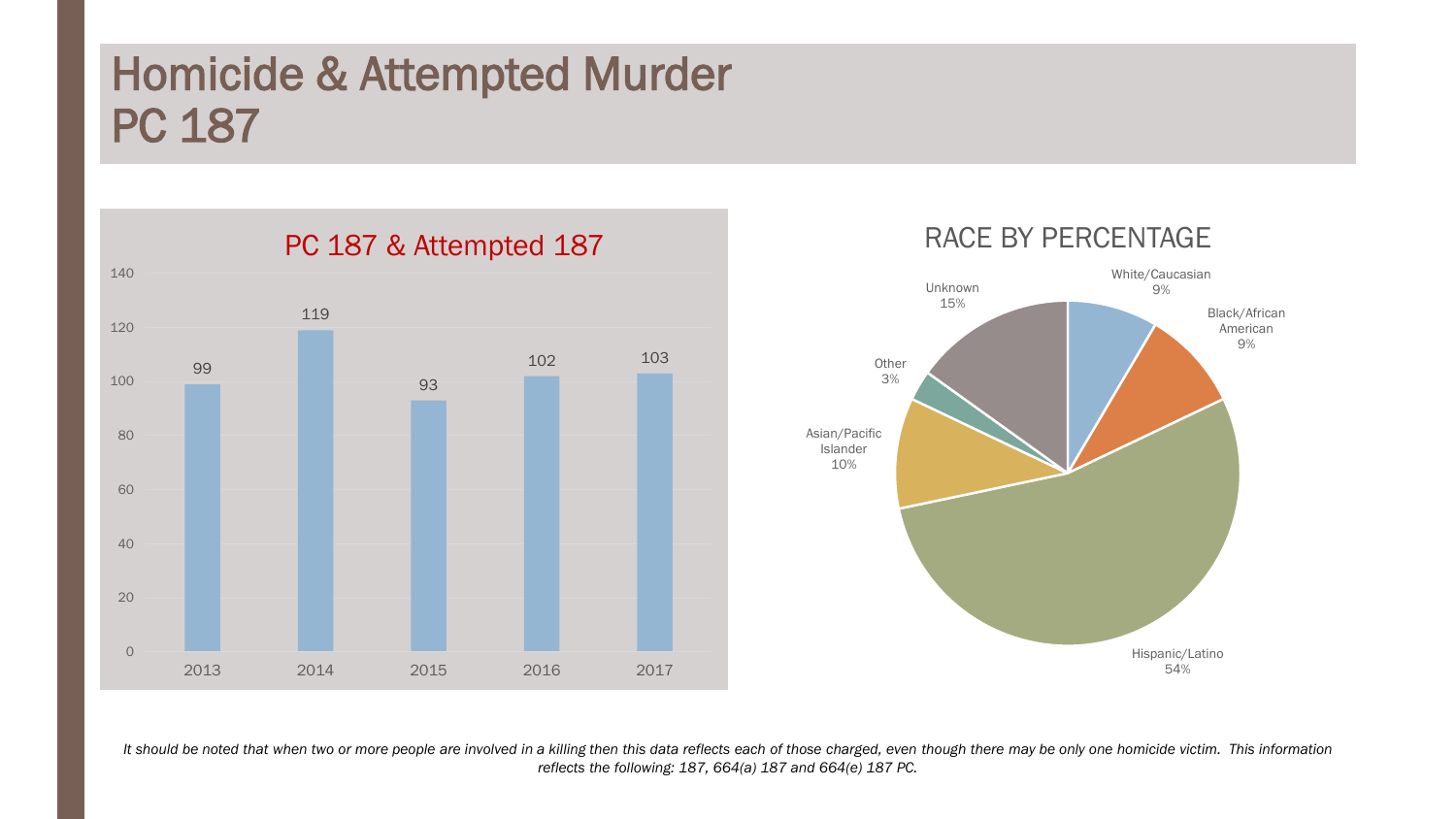# Homicide & Attempted Murder PC 187

## PC 187 & Attempted 187

| Year | Count |
|---|---|
| 2013 | 99 |
| 2014 | 119 |
| 2015 | 93 |
| 2016 | 102 |
| 2017 | 103 |

## RACE BY PERCENTAGE

| Race | Percentage |
|---|---|
| White/Caucasian | 9% |
| Black/African American | 9% |
| Hispanic/Latino | 54% |
| Asian/Pacific Islander | 10% |
| Other | 3% |
| Unknown | 15% |

*It should be noted that when two or more people are involved in a killing then this data reflects each of those charged, even though there may be only one homicide victim. This information reflects the following: 187, 664(a) 187 and 664(e) 187 PC.*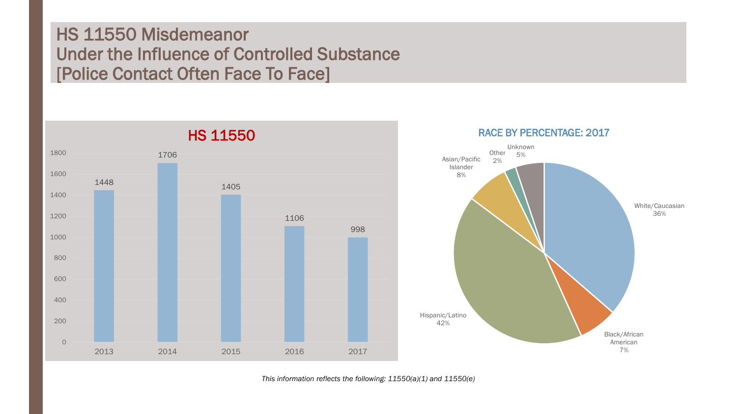# HS 11550 Misdemeanor
# Under the Influence of Controlled Substance
# [Police Contact Often Face To Face]

**HS 11550**

| Year | Count |
|---|---|
| 2013 | 1448 |
| 2014 | 1706 |
| 2015 | 1405 |
| 2016 | 1106 |
| 2017 | 998 |

**RACE BY PERCENTAGE: 2017**

| Race | Percentage |
|---|---|
| White/Caucasian | 36% |
| Black/African American | 7% |
| Hispanic/Latino | 42% |
| Asian/Pacific Islander | 8% |
| Other | 2% |
| Unknown | 5% |

*This information reflects the following: 11550(a)(1) and 11550(e)*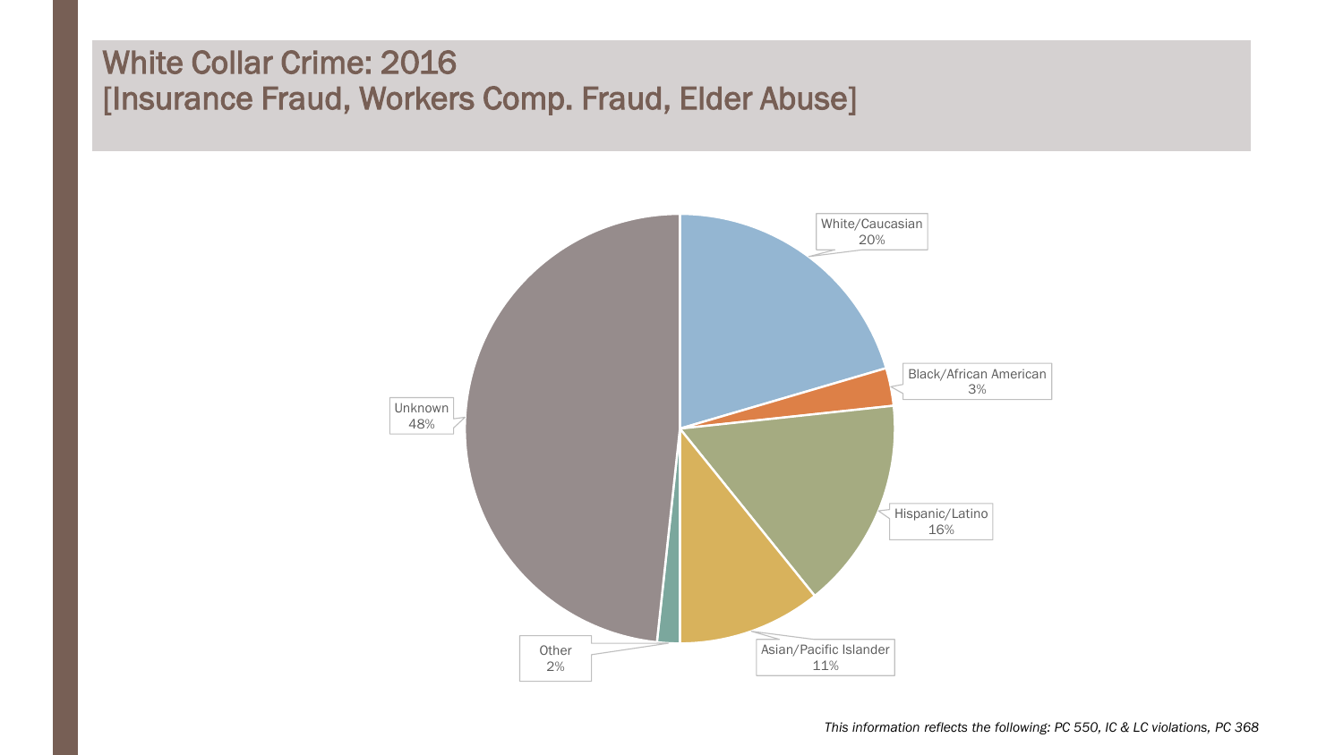# White Collar Crime: 2016
# [Insurance Fraud, Workers Comp. Fraud, Elder Abuse]

| Category | Percentage |
|---|---|
| White/Caucasian | 20% |
| Black/African American | 3% |
| Hispanic/Latino | 16% |
| Asian/Pacific Islander | 11% |
| Other | 2% |
| Unknown | 48% |

*This information reflects the following: PC 550, IC & LC violations, PC 368*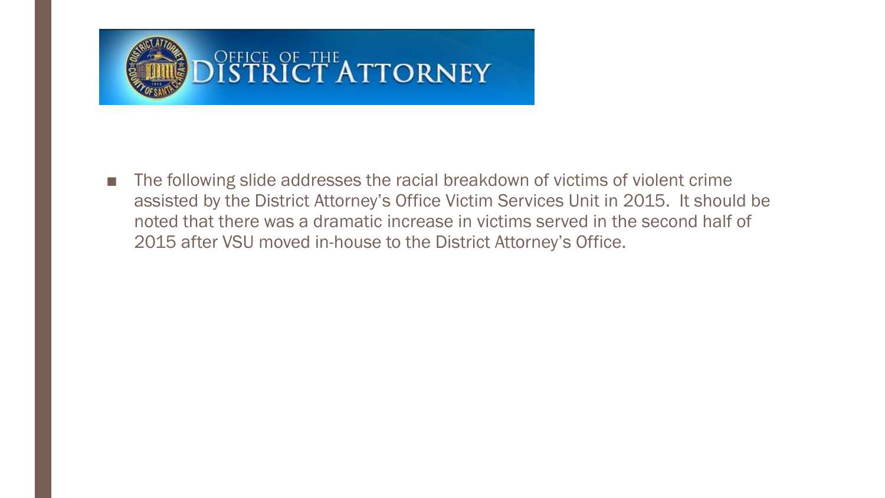# OFFICE OF THE DISTRICT ATTORNEY

- The following slide addresses the racial breakdown of victims of violent crime assisted by the District Attorney's Office Victim Services Unit in 2015. It should be noted that there was a dramatic increase in victims served in the second half of 2015 after VSU moved in-house to the District Attorney's Office.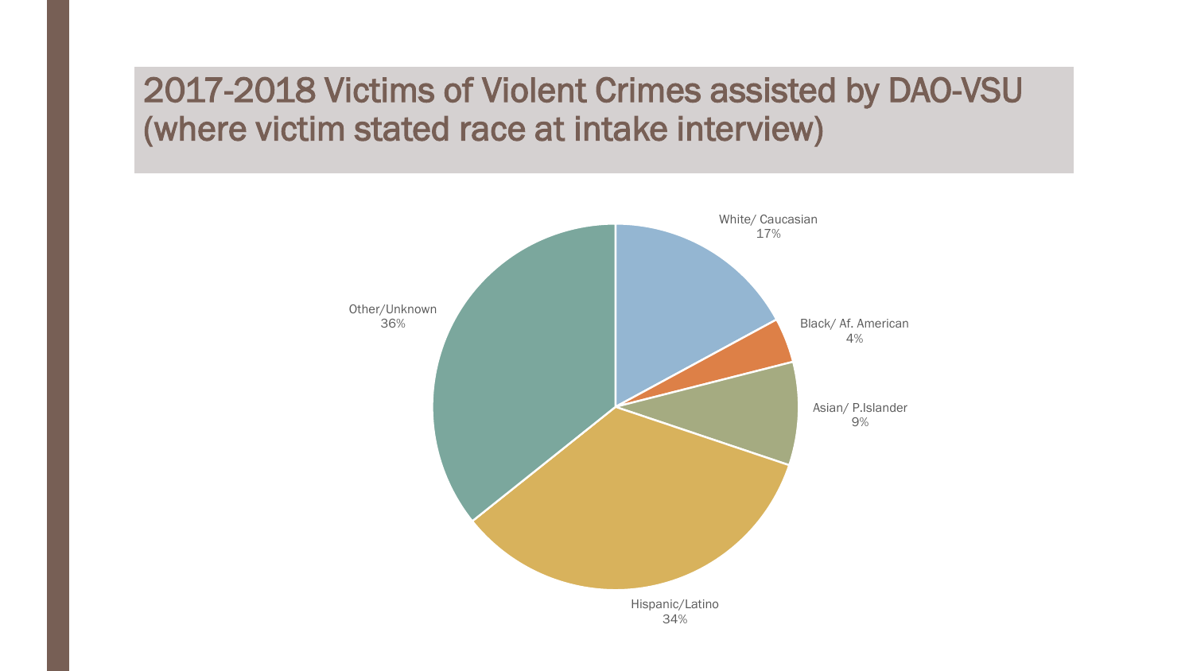# 2017-2018 Victims of Violent Crimes assisted by DAO-VSU (where victim stated race at intake interview)

White/ Caucasian
17%

Black/ Af. American
4%

Asian/ P.Islander
9%

Hispanic/Latino
34%

Other/Unknown
36%